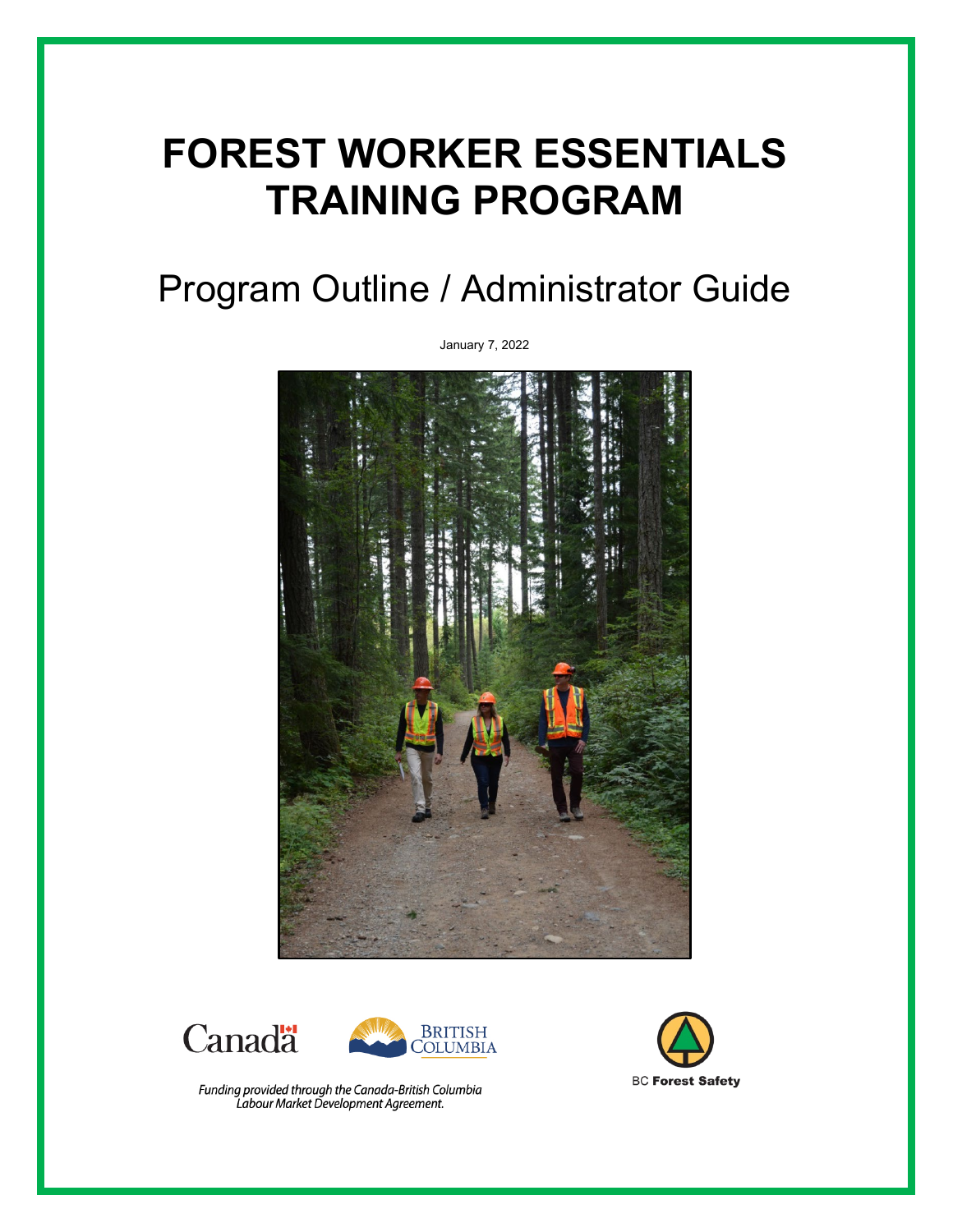# FOREST WORKER ESSENTIALS TRAINING PROGRAM

## Program Outline / Administrator Guide

January 7, 2022

Canada

British Columbia

*Funding provided through the Canada-British Columbia Labour Market Development Agreement.*

BC **Forest Safety**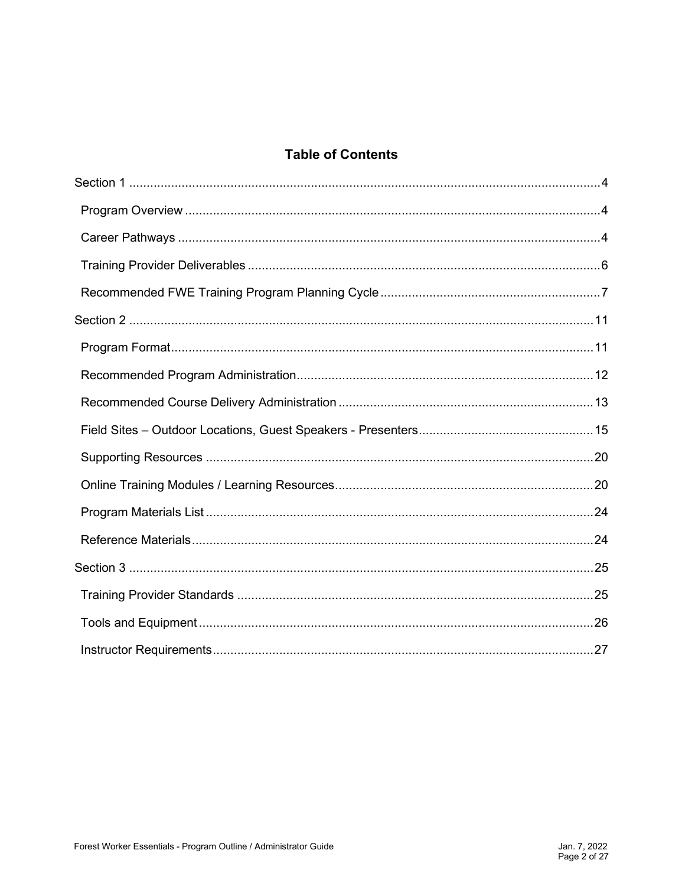# Table of Contents

- Section 1 .......... 4
  - Program Overview .......... 4
  - Career Pathways .......... 4
  - Training Provider Deliverables .......... 6
  - Recommended FWE Training Program Planning Cycle .......... 7
- Section 2 .......... 11
  - Program Format .......... 11
  - Recommended Program Administration .......... 12
  - Recommended Course Delivery Administration .......... 13
  - Field Sites – Outdoor Locations, Guest Speakers - Presenters .......... 15
  - Supporting Resources .......... 20
  - Online Training Modules / Learning Resources .......... 20
  - Program Materials List .......... 24
  - Reference Materials .......... 24
- Section 3 .......... 25
  - Training Provider Standards .......... 25
  - Tools and Equipment .......... 26
  - Instructor Requirements .......... 27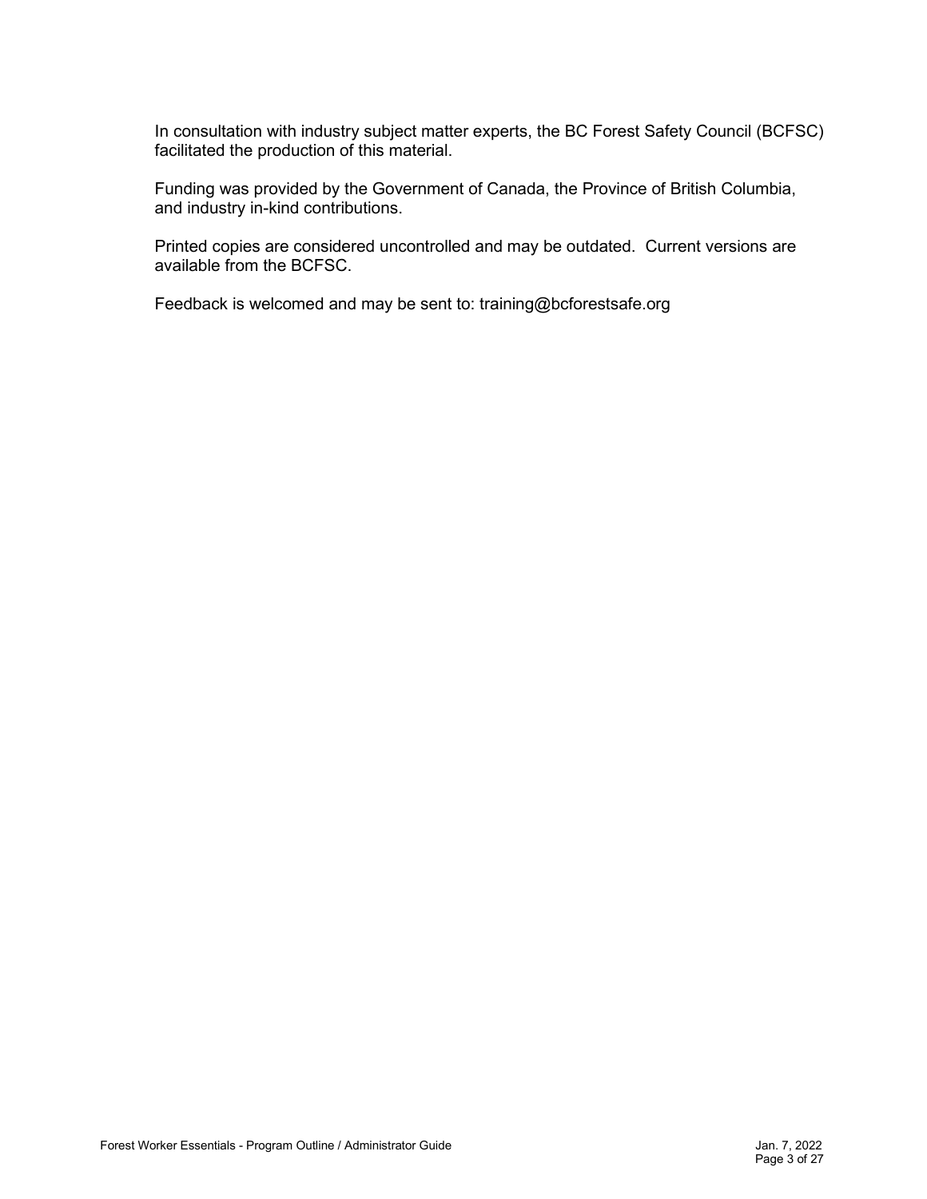In consultation with industry subject matter experts, the BC Forest Safety Council (BCFSC) facilitated the production of this material.

Funding was provided by the Government of Canada, the Province of British Columbia, and industry in-kind contributions.

Printed copies are considered uncontrolled and may be outdated. Current versions are available from the BCFSC.

Feedback is welcomed and may be sent to: training@bcforestsafe.org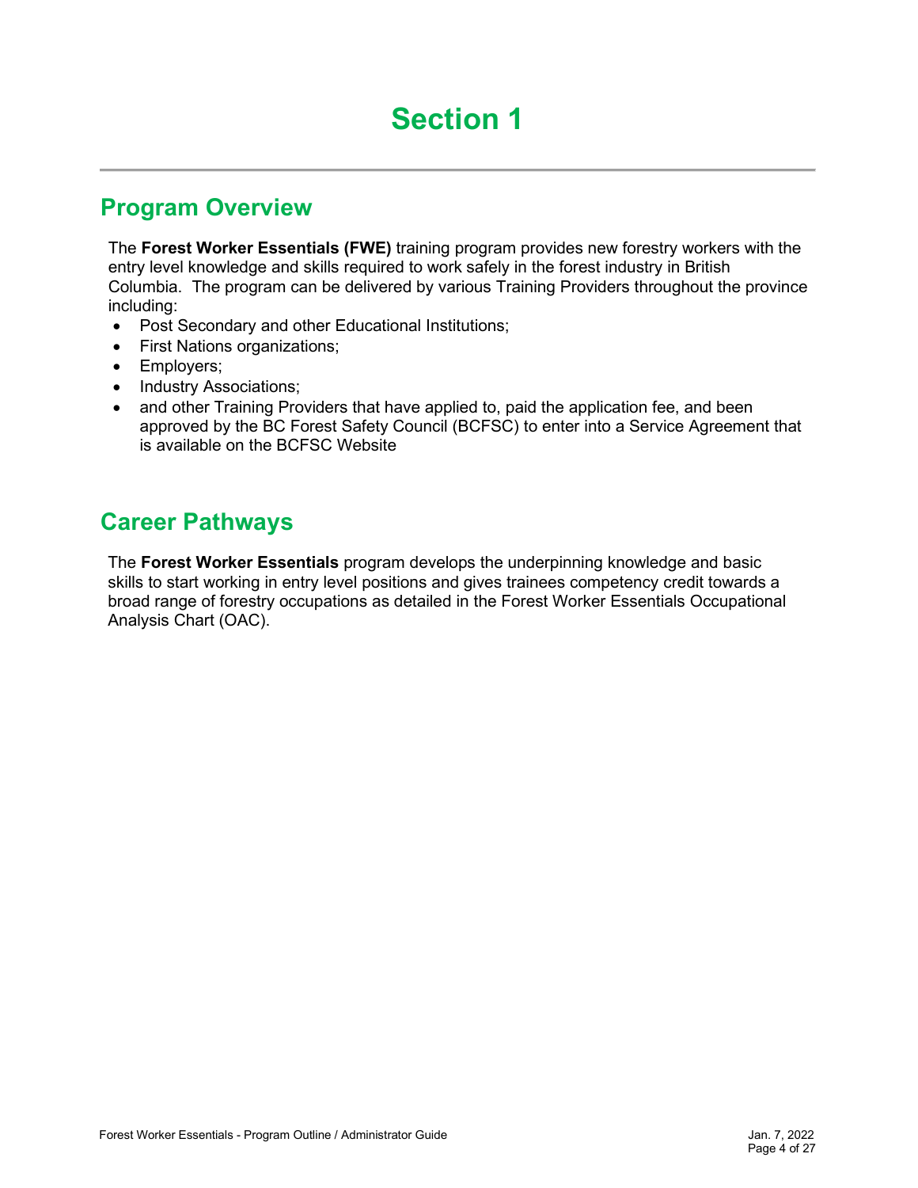# Section 1

## Program Overview

The **Forest Worker Essentials (FWE)** training program provides new forestry workers with the entry level knowledge and skills required to work safely in the forest industry in British Columbia. The program can be delivered by various Training Providers throughout the province including:

- Post Secondary and other Educational Institutions;
- First Nations organizations;
- Employers;
- Industry Associations;
- and other Training Providers that have applied to, paid the application fee, and been approved by the BC Forest Safety Council (BCFSC) to enter into a Service Agreement that is available on the BCFSC Website

## Career Pathways

The **Forest Worker Essentials** program develops the underpinning knowledge and basic skills to start working in entry level positions and gives trainees competency credit towards a broad range of forestry occupations as detailed in the Forest Worker Essentials Occupational Analysis Chart (OAC).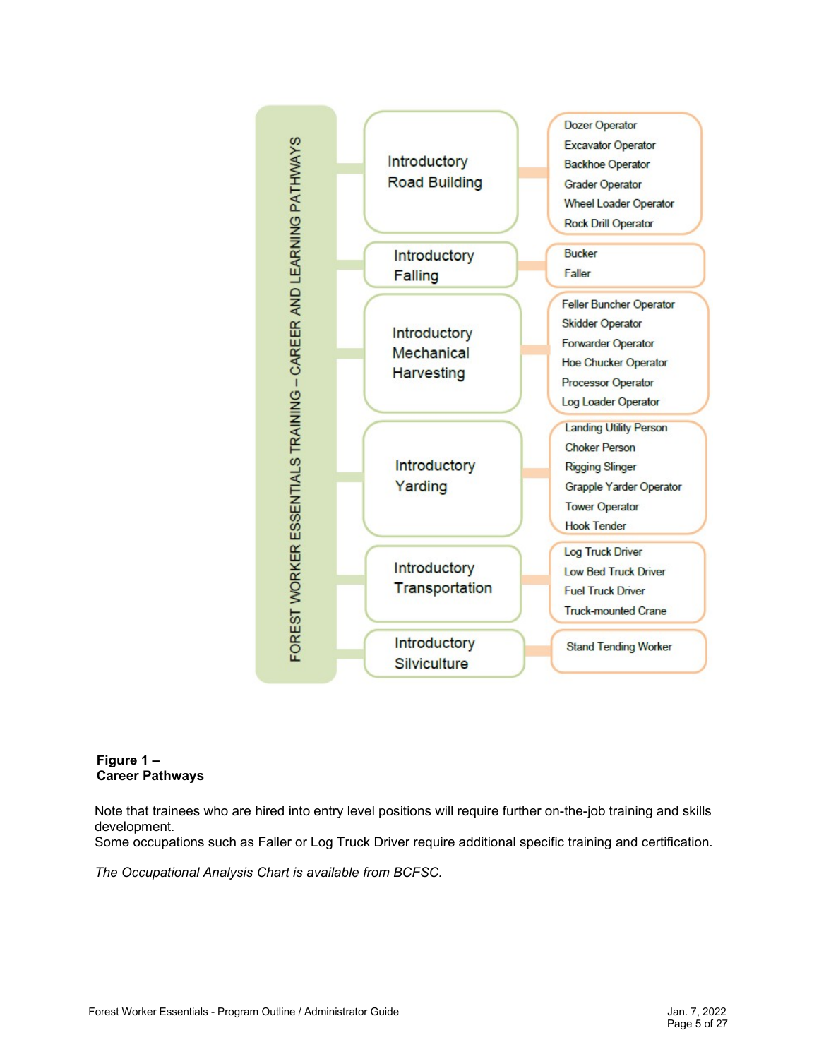FOREST WORKER ESSENTIALS TRAINING – CAREER AND LEARNING PATHWAYS

| Pathway | Occupations |
| --- | --- |
| Introductory Road Building | Dozer Operator<br>Excavator Operator<br>Backhoe Operator<br>Grader Operator<br>Wheel Loader Operator<br>Rock Drill Operator |
| Introductory Falling | Bucker<br>Faller |
| Introductory Mechanical Harvesting | Feller Buncher Operator<br>Skidder Operator<br>Forwarder Operator<br>Hoe Chucker Operator<br>Processor Operator<br>Log Loader Operator |
| Introductory Yarding | Landing Utility Person<br>Choker Person<br>Rigging Slinger<br>Grapple Yarder Operator<br>Tower Operator<br>Hook Tender |
| Introductory Transportation | Log Truck Driver<br>Low Bed Truck Driver<br>Fuel Truck Driver<br>Truck-mounted Crane |
| Introductory Silviculture | Stand Tending Worker |

**Figure 1 – Career Pathways**

Note that trainees who are hired into entry level positions will require further on-the-job training and skills development.
Some occupations such as Faller or Log Truck Driver require additional specific training and certification.

*The Occupational Analysis Chart is available from BCFSC.*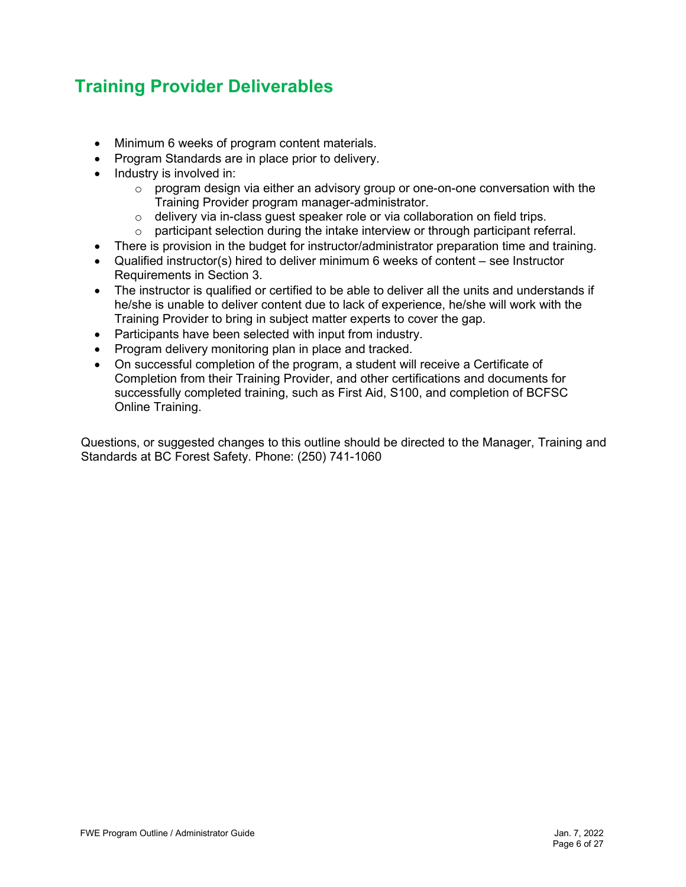## Training Provider Deliverables

- Minimum 6 weeks of program content materials.
- Program Standards are in place prior to delivery.
- Industry is involved in:
  - program design via either an advisory group or one-on-one conversation with the Training Provider program manager-administrator.
  - delivery via in-class guest speaker role or via collaboration on field trips.
  - participant selection during the intake interview or through participant referral.
- There is provision in the budget for instructor/administrator preparation time and training.
- Qualified instructor(s) hired to deliver minimum 6 weeks of content – see Instructor Requirements in Section 3.
- The instructor is qualified or certified to be able to deliver all the units and understands if he/she is unable to deliver content due to lack of experience, he/she will work with the Training Provider to bring in subject matter experts to cover the gap.
- Participants have been selected with input from industry.
- Program delivery monitoring plan in place and tracked.
- On successful completion of the program, a student will receive a Certificate of Completion from their Training Provider, and other certifications and documents for successfully completed training, such as First Aid, S100, and completion of BCFSC Online Training.

Questions, or suggested changes to this outline should be directed to the Manager, Training and Standards at BC Forest Safety. Phone: (250) 741-1060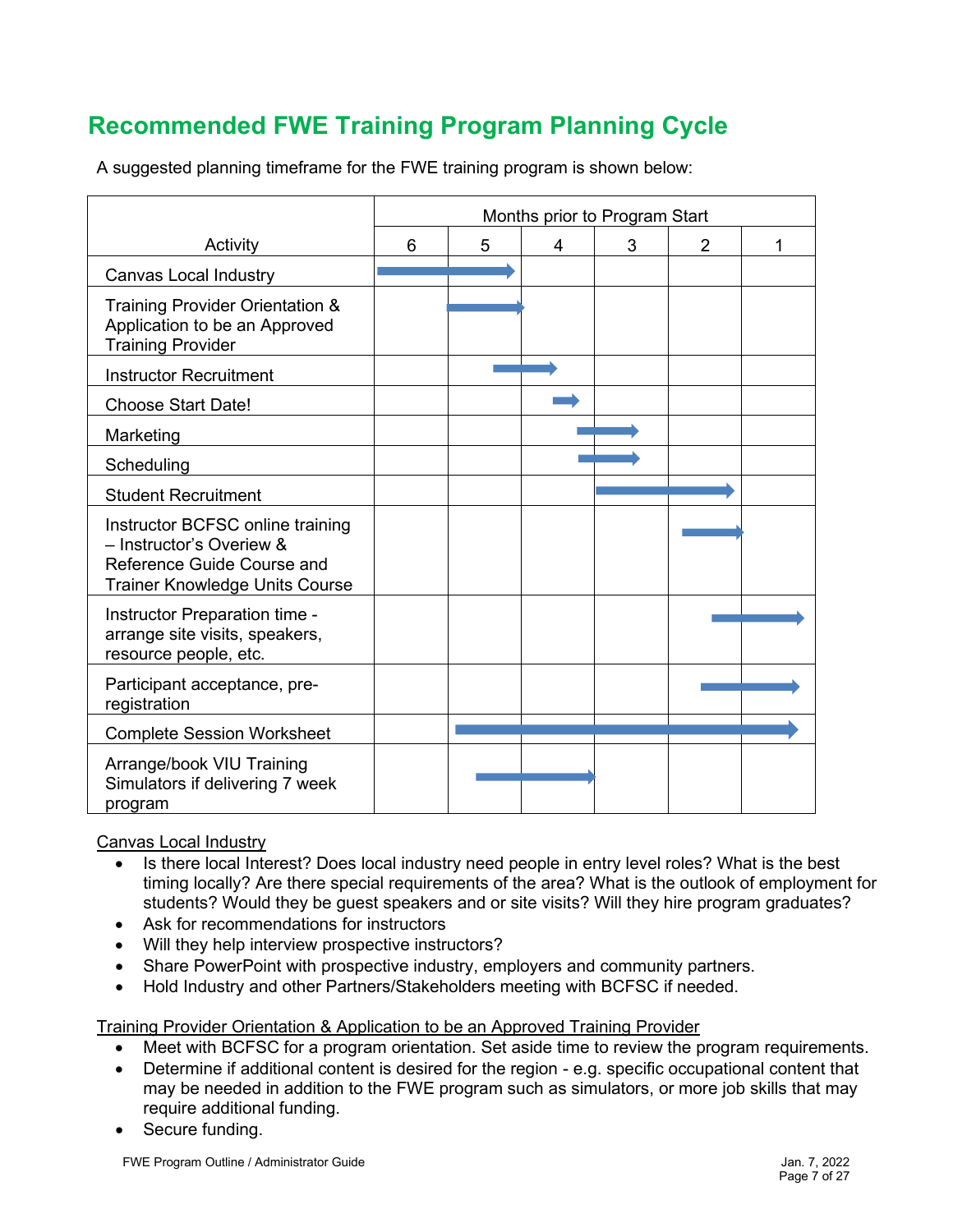# Recommended FWE Training Program Planning Cycle

A suggested planning timeframe for the FWE training program is shown below:

| Activity | Months prior to Program Start | | | | | |
|---|---|---|---|---|---|---|
| | 6 | 5 | 4 | 3 | 2 | 1 |
| Canvas Local Industry | → | → | | | | |
| Training Provider Orientation & Application to be an Approved Training Provider | | → | | | | |
| Instructor Recruitment | | → | → | | | |
| Choose Start Date! | | | → | | | |
| Marketing | | | | → | | |
| Scheduling | | | | → | | |
| Student Recruitment | | | | → | → | |
| Instructor BCFSC online training – Instructor's Overiew & Reference Guide Course and Trainer Knowledge Units Course | | | | | → | |
| Instructor Preparation time - arrange site visits, speakers, resource people, etc. | | | | | → | → |
| Participant acceptance, pre-registration | | | | | → | → |
| Complete Session Worksheet | | → | → | → | → | → |
| Arrange/book VIU Training Simulators if delivering 7 week program | | → | → | | | |

<u>Canvas Local Industry</u>

- Is there local Interest? Does local industry need people in entry level roles? What is the best timing locally? Are there special requirements of the area? What is the outlook of employment for students? Would they be guest speakers and or site visits? Will they hire program graduates?
- Ask for recommendations for instructors
- Will they help interview prospective instructors?
- Share PowerPoint with prospective industry, employers and community partners.
- Hold Industry and other Partners/Stakeholders meeting with BCFSC if needed.

<u>Training Provider Orientation & Application to be an Approved Training Provider</u>

- Meet with BCFSC for a program orientation. Set aside time to review the program requirements.
- Determine if additional content is desired for the region - e.g. specific occupational content that may be needed in addition to the FWE program such as simulators, or more job skills that may require additional funding.
- Secure funding.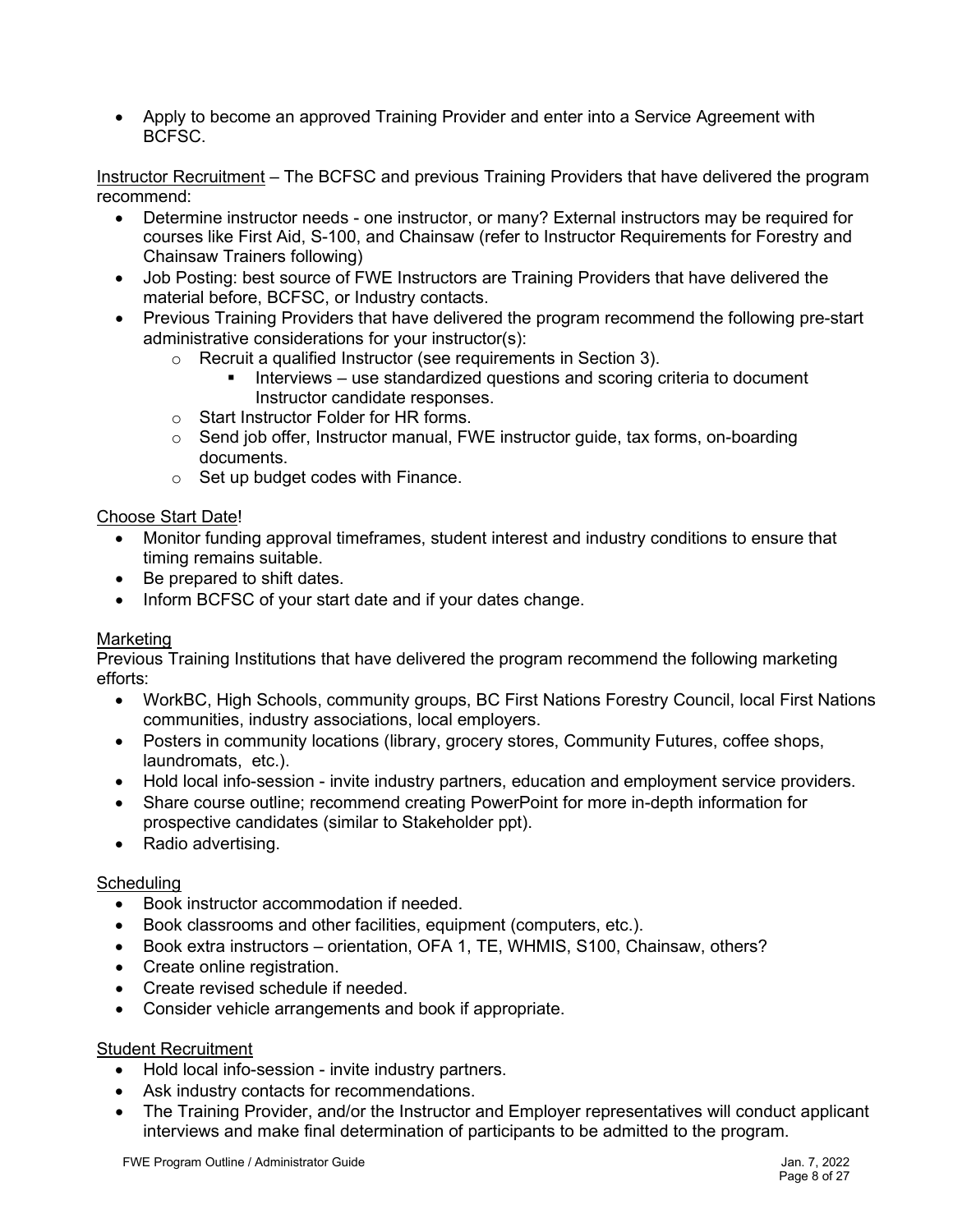- Apply to become an approved Training Provider and enter into a Service Agreement with BCFSC.

Instructor Recruitment – The BCFSC and previous Training Providers that have delivered the program recommend:

- Determine instructor needs - one instructor, or many? External instructors may be required for courses like First Aid, S-100, and Chainsaw (refer to Instructor Requirements for Forestry and Chainsaw Trainers following)
- Job Posting: best source of FWE Instructors are Training Providers that have delivered the material before, BCFSC, or Industry contacts.
- Previous Training Providers that have delivered the program recommend the following pre-start administrative considerations for your instructor(s):
    - Recruit a qualified Instructor (see requirements in Section 3).
        - Interviews – use standardized questions and scoring criteria to document Instructor candidate responses.
    - Start Instructor Folder for HR forms.
    - Send job offer, Instructor manual, FWE instructor guide, tax forms, on-boarding documents.
    - Set up budget codes with Finance.

Choose Start Date!

- Monitor funding approval timeframes, student interest and industry conditions to ensure that timing remains suitable.
- Be prepared to shift dates.
- Inform BCFSC of your start date and if your dates change.

Marketing

Previous Training Institutions that have delivered the program recommend the following marketing efforts:

- WorkBC, High Schools, community groups, BC First Nations Forestry Council, local First Nations communities, industry associations, local employers.
- Posters in community locations (library, grocery stores, Community Futures, coffee shops, laundromats, etc.).
- Hold local info-session - invite industry partners, education and employment service providers.
- Share course outline; recommend creating PowerPoint for more in-depth information for prospective candidates (similar to Stakeholder ppt).
- Radio advertising.

Scheduling

- Book instructor accommodation if needed.
- Book classrooms and other facilities, equipment (computers, etc.).
- Book extra instructors – orientation, OFA 1, TE, WHMIS, S100, Chainsaw, others?
- Create online registration.
- Create revised schedule if needed.
- Consider vehicle arrangements and book if appropriate.

Student Recruitment

- Hold local info-session - invite industry partners.
- Ask industry contacts for recommendations.
- The Training Provider, and/or the Instructor and Employer representatives will conduct applicant interviews and make final determination of participants to be admitted to the program.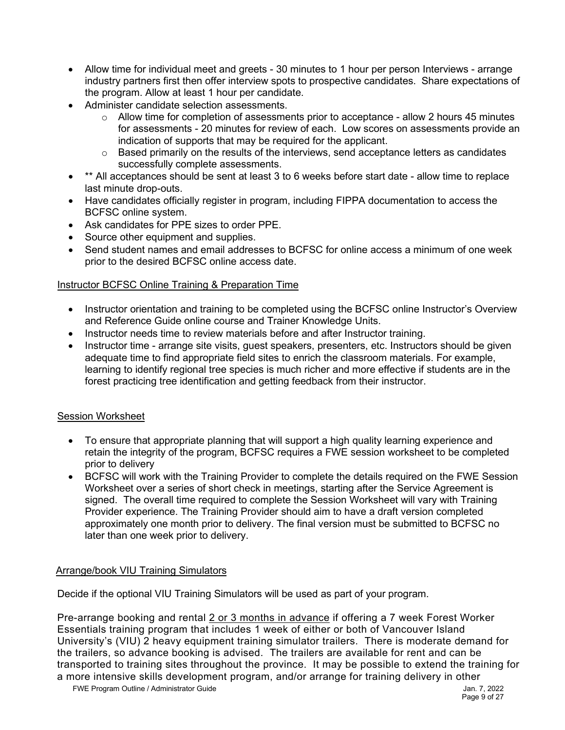- Allow time for individual meet and greets - 30 minutes to 1 hour per person Interviews - arrange industry partners first then offer interview spots to prospective candidates. Share expectations of the program. Allow at least 1 hour per candidate.
- Administer candidate selection assessments.
  - Allow time for completion of assessments prior to acceptance - allow 2 hours 45 minutes for assessments - 20 minutes for review of each. Low scores on assessments provide an indication of supports that may be required for the applicant.
  - Based primarily on the results of the interviews, send acceptance letters as candidates successfully complete assessments.
- ** All acceptances should be sent at least 3 to 6 weeks before start date - allow time to replace last minute drop-outs.
- Have candidates officially register in program, including FIPPA documentation to access the BCFSC online system.
- Ask candidates for PPE sizes to order PPE.
- Source other equipment and supplies.
- Send student names and email addresses to BCFSC for online access a minimum of one week prior to the desired BCFSC online access date.

<u>Instructor BCFSC Online Training & Preparation Time</u>

- Instructor orientation and training to be completed using the BCFSC online Instructor's Overview and Reference Guide online course and Trainer Knowledge Units.
- Instructor needs time to review materials before and after Instructor training.
- Instructor time - arrange site visits, guest speakers, presenters, etc. Instructors should be given adequate time to find appropriate field sites to enrich the classroom materials. For example, learning to identify regional tree species is much richer and more effective if students are in the forest practicing tree identification and getting feedback from their instructor.

<u>Session Worksheet</u>

- To ensure that appropriate planning that will support a high quality learning experience and retain the integrity of the program, BCFSC requires a FWE session worksheet to be completed prior to delivery
- BCFSC will work with the Training Provider to complete the details required on the FWE Session Worksheet over a series of short check in meetings, starting after the Service Agreement is signed. The overall time required to complete the Session Worksheet will vary with Training Provider experience. The Training Provider should aim to have a draft version completed approximately one month prior to delivery. The final version must be submitted to BCFSC no later than one week prior to delivery.

<u>Arrange/book VIU Training Simulators</u>

Decide if the optional VIU Training Simulators will be used as part of your program.

Pre-arrange booking and rental <u>2 or 3 months in advance</u> if offering a 7 week Forest Worker Essentials training program that includes 1 week of either or both of Vancouver Island University's (VIU) 2 heavy equipment training simulator trailers. There is moderate demand for the trailers, so advance booking is advised. The trailers are available for rent and can be transported to training sites throughout the province. It may be possible to extend the training for a more intensive skills development program, and/or arrange for training delivery in other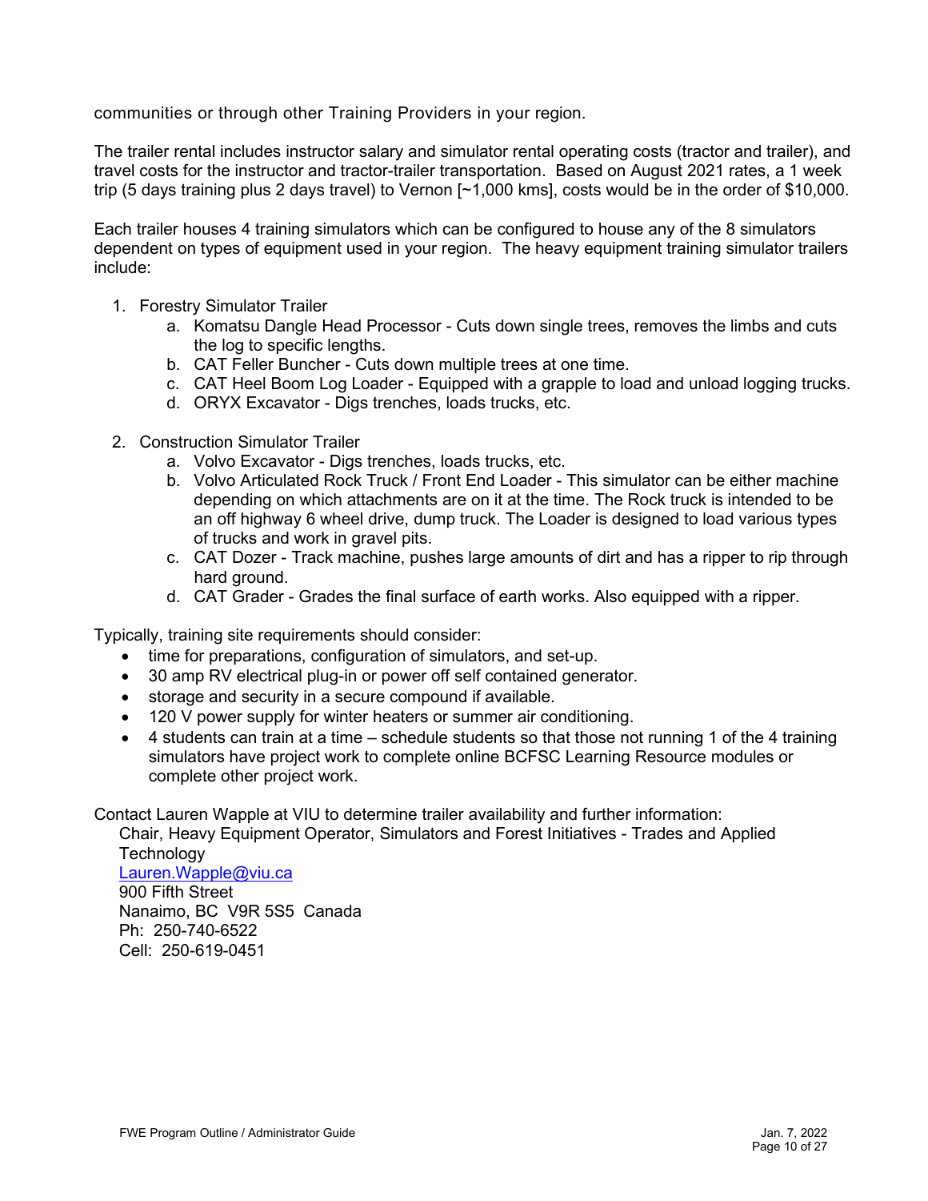communities or through other Training Providers in your region.

The trailer rental includes instructor salary and simulator rental operating costs (tractor and trailer), and travel costs for the instructor and tractor-trailer transportation. Based on August 2021 rates, a 1 week trip (5 days training plus 2 days travel) to Vernon [~1,000 kms], costs would be in the order of $10,000.

Each trailer houses 4 training simulators which can be configured to house any of the 8 simulators dependent on types of equipment used in your region. The heavy equipment training simulator trailers include:

1. Forestry Simulator Trailer
    a. Komatsu Dangle Head Processor - Cuts down single trees, removes the limbs and cuts the log to specific lengths.
    b. CAT Feller Buncher - Cuts down multiple trees at one time.
    c. CAT Heel Boom Log Loader - Equipped with a grapple to load and unload logging trucks.
    d. ORYX Excavator - Digs trenches, loads trucks, etc.

2. Construction Simulator Trailer
    a. Volvo Excavator - Digs trenches, loads trucks, etc.
    b. Volvo Articulated Rock Truck / Front End Loader - This simulator can be either machine depending on which attachments are on it at the time. The Rock truck is intended to be an off highway 6 wheel drive, dump truck. The Loader is designed to load various types of trucks and work in gravel pits.
    c. CAT Dozer - Track machine, pushes large amounts of dirt and has a ripper to rip through hard ground.
    d. CAT Grader - Grades the final surface of earth works. Also equipped with a ripper.

Typically, training site requirements should consider:

- time for preparations, configuration of simulators, and set-up.
- 30 amp RV electrical plug-in or power off self contained generator.
- storage and security in a secure compound if available.
- 120 V power supply for winter heaters or summer air conditioning.
- 4 students can train at a time – schedule students so that those not running 1 of the 4 training simulators have project work to complete online BCFSC Learning Resource modules or complete other project work.

Contact Lauren Wapple at VIU to determine trailer availability and further information:

Chair, Heavy Equipment Operator, Simulators and Forest Initiatives - Trades and Applied Technology
Lauren.Wapple@viu.ca
900 Fifth Street
Nanaimo, BC V9R 5S5 Canada
Ph: 250-740-6522
Cell: 250-619-0451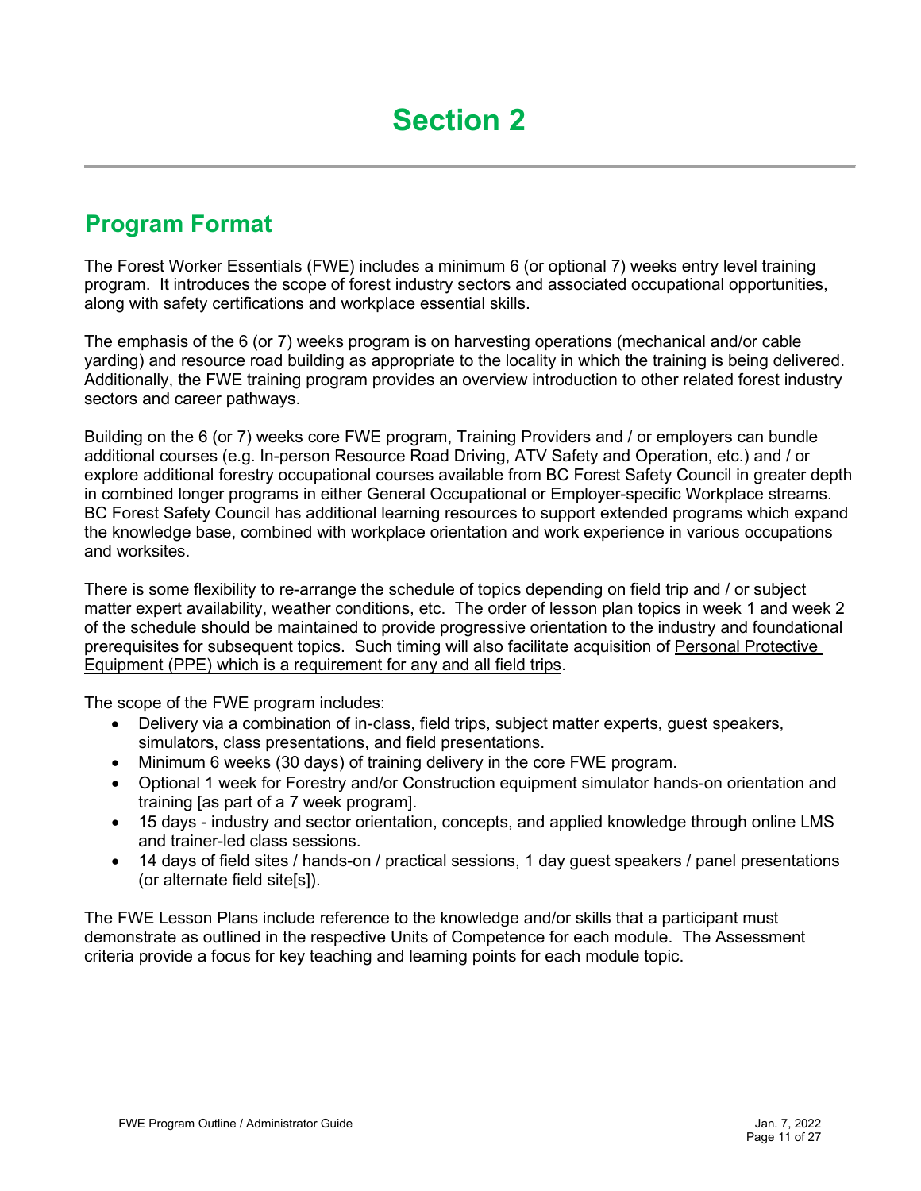# Section 2

## Program Format

The Forest Worker Essentials (FWE) includes a minimum 6 (or optional 7) weeks entry level training program. It introduces the scope of forest industry sectors and associated occupational opportunities, along with safety certifications and workplace essential skills.

The emphasis of the 6 (or 7) weeks program is on harvesting operations (mechanical and/or cable yarding) and resource road building as appropriate to the locality in which the training is being delivered. Additionally, the FWE training program provides an overview introduction to other related forest industry sectors and career pathways.

Building on the 6 (or 7) weeks core FWE program, Training Providers and / or employers can bundle additional courses (e.g. In-person Resource Road Driving, ATV Safety and Operation, etc.) and / or explore additional forestry occupational courses available from BC Forest Safety Council in greater depth in combined longer programs in either General Occupational or Employer-specific Workplace streams. BC Forest Safety Council has additional learning resources to support extended programs which expand the knowledge base, combined with workplace orientation and work experience in various occupations and worksites.

There is some flexibility to re-arrange the schedule of topics depending on field trip and / or subject matter expert availability, weather conditions, etc. The order of lesson plan topics in week 1 and week 2 of the schedule should be maintained to provide progressive orientation to the industry and foundational prerequisites for subsequent topics. Such timing will also facilitate acquisition of <u>Personal Protective Equipment (PPE) which is a requirement for any and all field trips</u>.

The scope of the FWE program includes:

- Delivery via a combination of in-class, field trips, subject matter experts, guest speakers, simulators, class presentations, and field presentations.
- Minimum 6 weeks (30 days) of training delivery in the core FWE program.
- Optional 1 week for Forestry and/or Construction equipment simulator hands-on orientation and training [as part of a 7 week program].
- 15 days - industry and sector orientation, concepts, and applied knowledge through online LMS and trainer-led class sessions.
- 14 days of field sites / hands-on / practical sessions, 1 day guest speakers / panel presentations (or alternate field site[s]).

The FWE Lesson Plans include reference to the knowledge and/or skills that a participant must demonstrate as outlined in the respective Units of Competence for each module. The Assessment criteria provide a focus for key teaching and learning points for each module topic.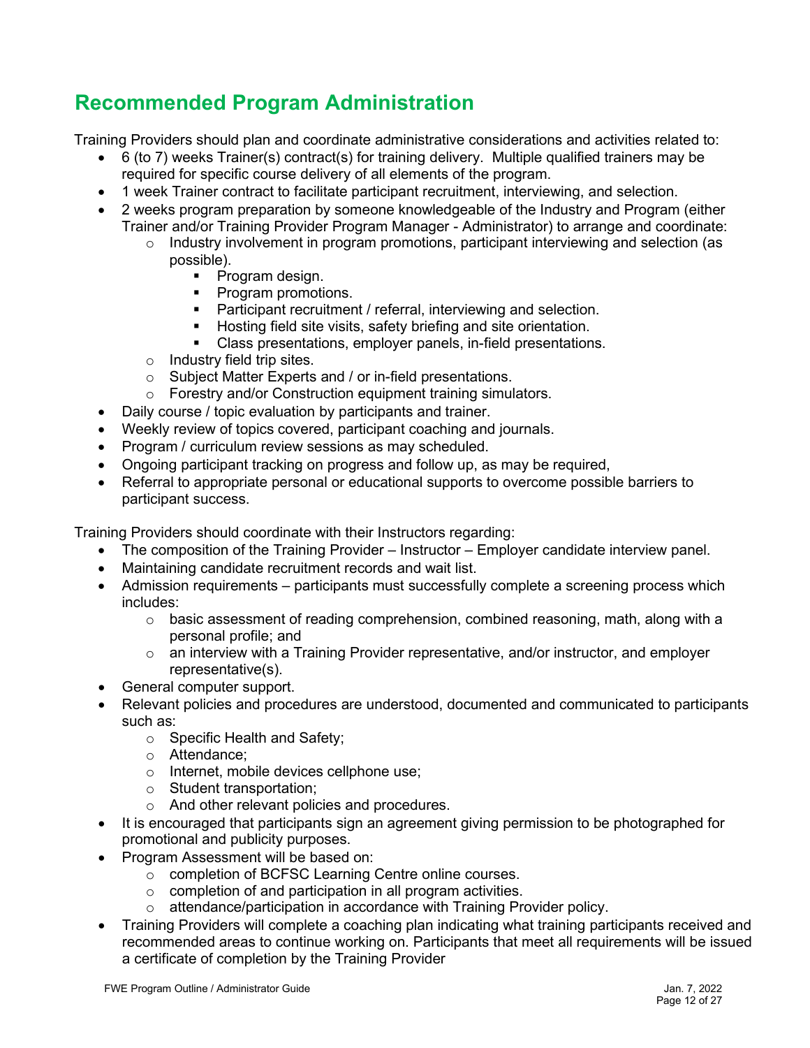## Recommended Program Administration

Training Providers should plan and coordinate administrative considerations and activities related to:

- 6 (to 7) weeks Trainer(s) contract(s) for training delivery. Multiple qualified trainers may be required for specific course delivery of all elements of the program.
- 1 week Trainer contract to facilitate participant recruitment, interviewing, and selection.
- 2 weeks program preparation by someone knowledgeable of the Industry and Program (either Trainer and/or Training Provider Program Manager - Administrator) to arrange and coordinate:
  - Industry involvement in program promotions, participant interviewing and selection (as possible).
    - Program design.
    - Program promotions.
    - Participant recruitment / referral, interviewing and selection.
    - Hosting field site visits, safety briefing and site orientation.
    - Class presentations, employer panels, in-field presentations.
  - Industry field trip sites.
  - Subject Matter Experts and / or in-field presentations.
  - Forestry and/or Construction equipment training simulators.
- Daily course / topic evaluation by participants and trainer.
- Weekly review of topics covered, participant coaching and journals.
- Program / curriculum review sessions as may scheduled.
- Ongoing participant tracking on progress and follow up, as may be required,
- Referral to appropriate personal or educational supports to overcome possible barriers to participant success.

Training Providers should coordinate with their Instructors regarding:

- The composition of the Training Provider – Instructor – Employer candidate interview panel.
- Maintaining candidate recruitment records and wait list.
- Admission requirements – participants must successfully complete a screening process which includes:
  - basic assessment of reading comprehension, combined reasoning, math, along with a personal profile; and
  - an interview with a Training Provider representative, and/or instructor, and employer representative(s).
- General computer support.
- Relevant policies and procedures are understood, documented and communicated to participants such as:
  - Specific Health and Safety;
  - Attendance;
  - Internet, mobile devices cellphone use;
  - Student transportation;
  - And other relevant policies and procedures.
- It is encouraged that participants sign an agreement giving permission to be photographed for promotional and publicity purposes.
- Program Assessment will be based on:
  - completion of BCFSC Learning Centre online courses.
  - completion of and participation in all program activities.
  - attendance/participation in accordance with Training Provider policy.
- Training Providers will complete a coaching plan indicating what training participants received and recommended areas to continue working on. Participants that meet all requirements will be issued a certificate of completion by the Training Provider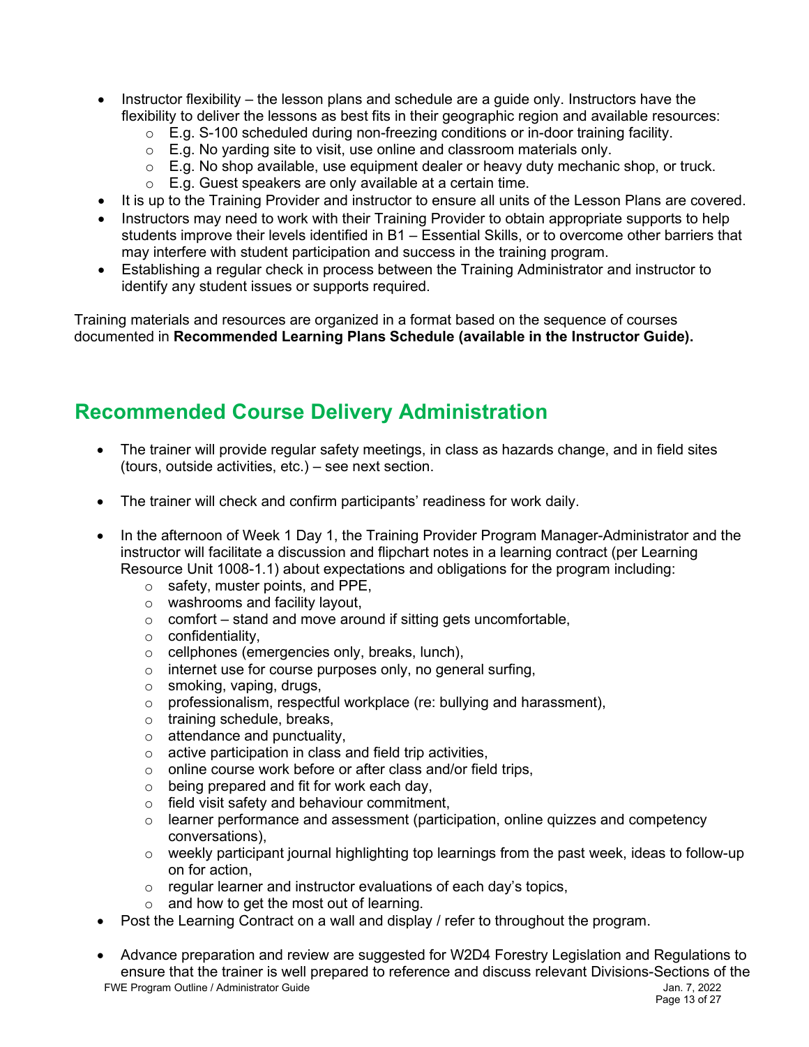- Instructor flexibility – the lesson plans and schedule are a guide only. Instructors have the flexibility to deliver the lessons as best fits in their geographic region and available resources:
    - E.g. S-100 scheduled during non-freezing conditions or in-door training facility.
    - E.g. No yarding site to visit, use online and classroom materials only.
    - E.g. No shop available, use equipment dealer or heavy duty mechanic shop, or truck.
    - E.g. Guest speakers are only available at a certain time.
- It is up to the Training Provider and instructor to ensure all units of the Lesson Plans are covered.
- Instructors may need to work with their Training Provider to obtain appropriate supports to help students improve their levels identified in B1 – Essential Skills, or to overcome other barriers that may interfere with student participation and success in the training program.
- Establishing a regular check in process between the Training Administrator and instructor to identify any student issues or supports required.

Training materials and resources are organized in a format based on the sequence of courses documented in **Recommended Learning Plans Schedule (available in the Instructor Guide).**

## Recommended Course Delivery Administration

- The trainer will provide regular safety meetings, in class as hazards change, and in field sites (tours, outside activities, etc.) – see next section.

- The trainer will check and confirm participants' readiness for work daily.

- In the afternoon of Week 1 Day 1, the Training Provider Program Manager-Administrator and the instructor will facilitate a discussion and flipchart notes in a learning contract (per Learning Resource Unit 1008-1.1) about expectations and obligations for the program including:
    - safety, muster points, and PPE,
    - washrooms and facility layout,
    - comfort – stand and move around if sitting gets uncomfortable,
    - confidentiality,
    - cellphones (emergencies only, breaks, lunch),
    - internet use for course purposes only, no general surfing,
    - smoking, vaping, drugs,
    - professionalism, respectful workplace (re: bullying and harassment),
    - training schedule, breaks,
    - attendance and punctuality,
    - active participation in class and field trip activities,
    - online course work before or after class and/or field trips,
    - being prepared and fit for work each day,
    - field visit safety and behaviour commitment,
    - learner performance and assessment (participation, online quizzes and competency conversations),
    - weekly participant journal highlighting top learnings from the past week, ideas to follow-up on for action,
    - regular learner and instructor evaluations of each day's topics,
    - and how to get the most out of learning.
- Post the Learning Contract on a wall and display / refer to throughout the program.

- Advance preparation and review are suggested for W2D4 Forestry Legislation and Regulations to ensure that the trainer is well prepared to reference and discuss relevant Divisions-Sections of the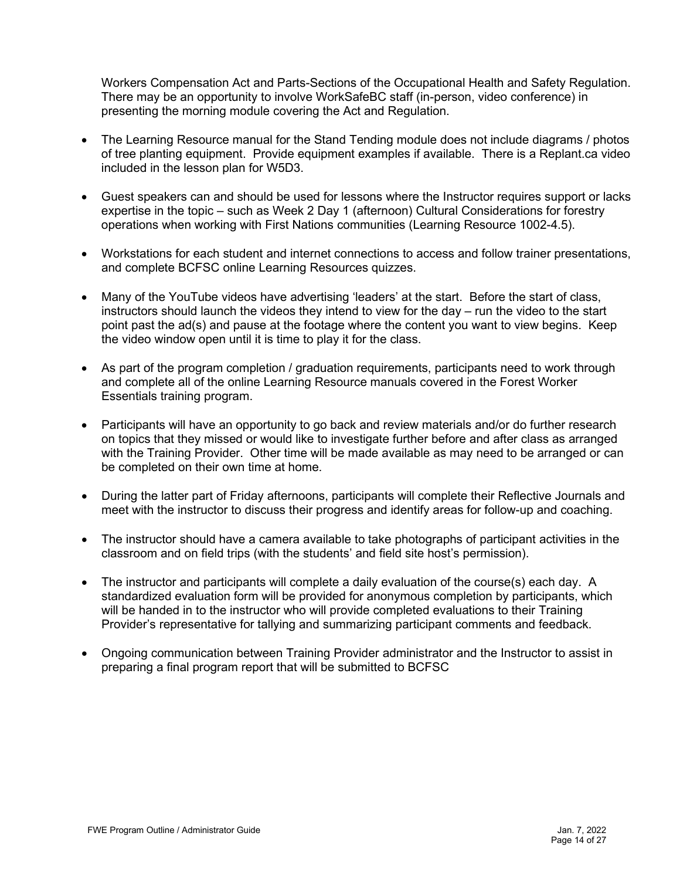Workers Compensation Act and Parts-Sections of the Occupational Health and Safety Regulation. There may be an opportunity to involve WorkSafeBC staff (in-person, video conference) in presenting the morning module covering the Act and Regulation.

- The Learning Resource manual for the Stand Tending module does not include diagrams / photos of tree planting equipment. Provide equipment examples if available. There is a Replant.ca video included in the lesson plan for W5D3.
- Guest speakers can and should be used for lessons where the Instructor requires support or lacks expertise in the topic – such as Week 2 Day 1 (afternoon) Cultural Considerations for forestry operations when working with First Nations communities (Learning Resource 1002-4.5).
- Workstations for each student and internet connections to access and follow trainer presentations, and complete BCFSC online Learning Resources quizzes.
- Many of the YouTube videos have advertising 'leaders' at the start. Before the start of class, instructors should launch the videos they intend to view for the day – run the video to the start point past the ad(s) and pause at the footage where the content you want to view begins. Keep the video window open until it is time to play it for the class.
- As part of the program completion / graduation requirements, participants need to work through and complete all of the online Learning Resource manuals covered in the Forest Worker Essentials training program.
- Participants will have an opportunity to go back and review materials and/or do further research on topics that they missed or would like to investigate further before and after class as arranged with the Training Provider. Other time will be made available as may need to be arranged or can be completed on their own time at home.
- During the latter part of Friday afternoons, participants will complete their Reflective Journals and meet with the instructor to discuss their progress and identify areas for follow-up and coaching.
- The instructor should have a camera available to take photographs of participant activities in the classroom and on field trips (with the students' and field site host's permission).
- The instructor and participants will complete a daily evaluation of the course(s) each day. A standardized evaluation form will be provided for anonymous completion by participants, which will be handed in to the instructor who will provide completed evaluations to their Training Provider's representative for tallying and summarizing participant comments and feedback.
- Ongoing communication between Training Provider administrator and the Instructor to assist in preparing a final program report that will be submitted to BCFSC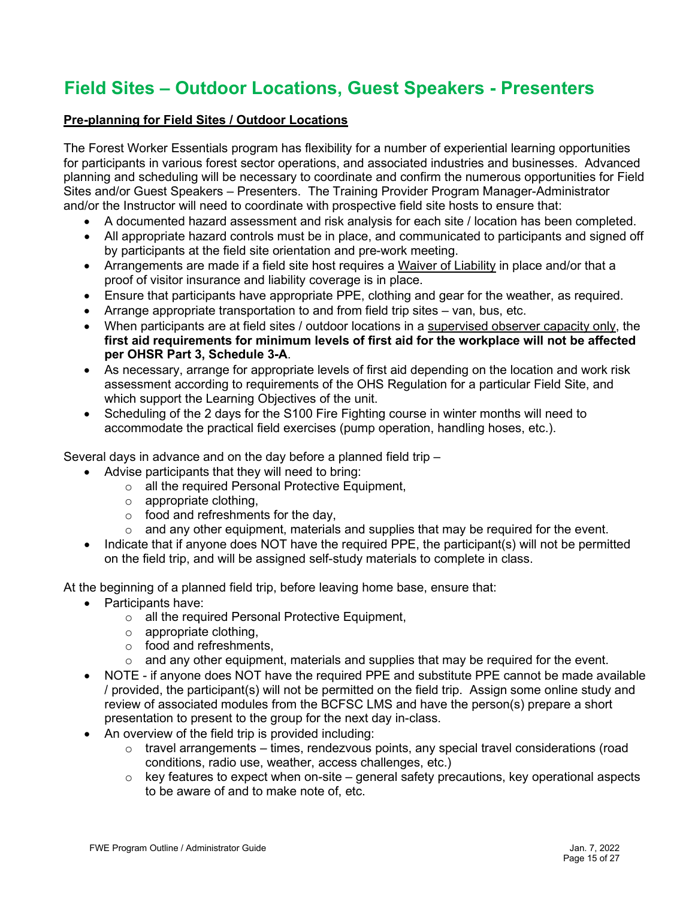# Field Sites – Outdoor Locations, Guest Speakers - Presenters

**Pre-planning for Field Sites / Outdoor Locations**

The Forest Worker Essentials program has flexibility for a number of experiential learning opportunities for participants in various forest sector operations, and associated industries and businesses. Advanced planning and scheduling will be necessary to coordinate and confirm the numerous opportunities for Field Sites and/or Guest Speakers – Presenters. The Training Provider Program Manager-Administrator and/or the Instructor will need to coordinate with prospective field site hosts to ensure that:

- A documented hazard assessment and risk analysis for each site / location has been completed.
- All appropriate hazard controls must be in place, and communicated to participants and signed off by participants at the field site orientation and pre-work meeting.
- Arrangements are made if a field site host requires a Waiver of Liability in place and/or that a proof of visitor insurance and liability coverage is in place.
- Ensure that participants have appropriate PPE, clothing and gear for the weather, as required.
- Arrange appropriate transportation to and from field trip sites – van, bus, etc.
- When participants are at field sites / outdoor locations in a supervised observer capacity only, the **first aid requirements for minimum levels of first aid for the workplace will not be affected per OHSR Part 3, Schedule 3-A**.
- As necessary, arrange for appropriate levels of first aid depending on the location and work risk assessment according to requirements of the OHS Regulation for a particular Field Site, and which support the Learning Objectives of the unit.
- Scheduling of the 2 days for the S100 Fire Fighting course in winter months will need to accommodate the practical field exercises (pump operation, handling hoses, etc.).

Several days in advance and on the day before a planned field trip –

- Advise participants that they will need to bring:
  - all the required Personal Protective Equipment,
  - appropriate clothing,
  - food and refreshments for the day,
  - and any other equipment, materials and supplies that may be required for the event.
- Indicate that if anyone does NOT have the required PPE, the participant(s) will not be permitted on the field trip, and will be assigned self-study materials to complete in class.

At the beginning of a planned field trip, before leaving home base, ensure that:

- Participants have:
  - all the required Personal Protective Equipment,
  - appropriate clothing,
  - food and refreshments,
  - and any other equipment, materials and supplies that may be required for the event.
- NOTE - if anyone does NOT have the required PPE and substitute PPE cannot be made available / provided, the participant(s) will not be permitted on the field trip. Assign some online study and review of associated modules from the BCFSC LMS and have the person(s) prepare a short presentation to present to the group for the next day in-class.
- An overview of the field trip is provided including:
  - travel arrangements – times, rendezvous points, any special travel considerations (road conditions, radio use, weather, access challenges, etc.)
  - key features to expect when on-site – general safety precautions, key operational aspects to be aware of and to make note of, etc.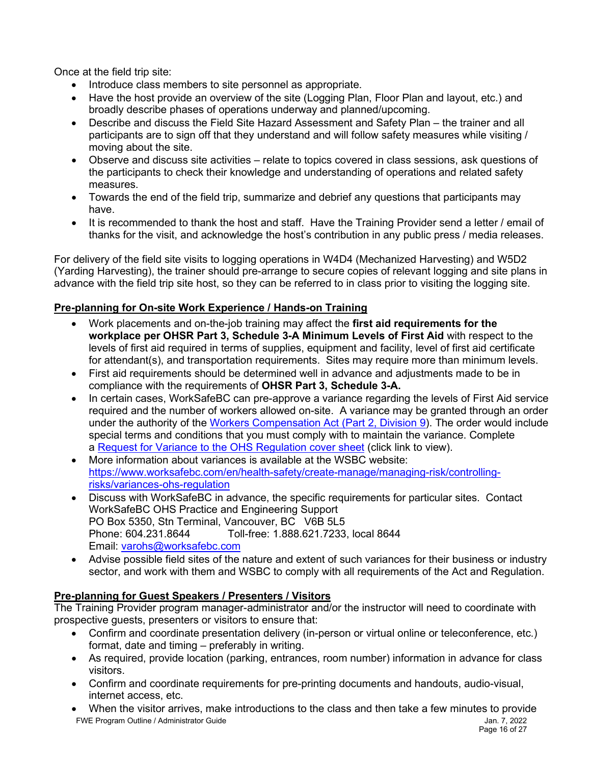Once at the field trip site:

- Introduce class members to site personnel as appropriate.
- Have the host provide an overview of the site (Logging Plan, Floor Plan and layout, etc.) and broadly describe phases of operations underway and planned/upcoming.
- Describe and discuss the Field Site Hazard Assessment and Safety Plan – the trainer and all participants are to sign off that they understand and will follow safety measures while visiting / moving about the site.
- Observe and discuss site activities – relate to topics covered in class sessions, ask questions of the participants to check their knowledge and understanding of operations and related safety measures.
- Towards the end of the field trip, summarize and debrief any questions that participants may have.
- It is recommended to thank the host and staff. Have the Training Provider send a letter / email of thanks for the visit, and acknowledge the host's contribution in any public press / media releases.

For delivery of the field site visits to logging operations in W4D4 (Mechanized Harvesting) and W5D2 (Yarding Harvesting), the trainer should pre-arrange to secure copies of relevant logging and site plans in advance with the field trip site host, so they can be referred to in class prior to visiting the logging site.

**Pre-planning for On-site Work Experience / Hands-on Training**

- Work placements and on-the-job training may affect the **first aid requirements for the workplace per OHSR Part 3, Schedule 3-A Minimum Levels of First Aid** with respect to the levels of first aid required in terms of supplies, equipment and facility, level of first aid certificate for attendant(s), and transportation requirements. Sites may require more than minimum levels.
- First aid requirements should be determined well in advance and adjustments made to be in compliance with the requirements of **OHSR Part 3, Schedule 3-A.**
- In certain cases, WorkSafeBC can pre-approve a variance regarding the levels of First Aid service required and the number of workers allowed on-site. A variance may be granted through an order under the authority of the Workers Compensation Act (Part 2, Division 9). The order would include special terms and conditions that you must comply with to maintain the variance. Complete a Request for Variance to the OHS Regulation cover sheet (click link to view).
- More information about variances is available at the WSBC website: https://www.worksafebc.com/en/health-safety/create-manage/managing-risk/controlling-risks/variances-ohs-regulation
- Discuss with WorkSafeBC in advance, the specific requirements for particular sites. Contact WorkSafeBC OHS Practice and Engineering Support
  PO Box 5350, Stn Terminal, Vancouver, BC V6B 5L5
  Phone: 604.231.8644 Toll-free: 1.888.621.7233, local 8644
  Email: varohs@worksafebc.com
- Advise possible field sites of the nature and extent of such variances for their business or industry sector, and work with them and WSBC to comply with all requirements of the Act and Regulation.

**Pre-planning for Guest Speakers / Presenters / Visitors**

The Training Provider program manager-administrator and/or the instructor will need to coordinate with prospective guests, presenters or visitors to ensure that:

- Confirm and coordinate presentation delivery (in-person or virtual online or teleconference, etc.) format, date and timing – preferably in writing.
- As required, provide location (parking, entrances, room number) information in advance for class visitors.
- Confirm and coordinate requirements for pre-printing documents and handouts, audio-visual, internet access, etc.
- When the visitor arrives, make introductions to the class and then take a few minutes to provide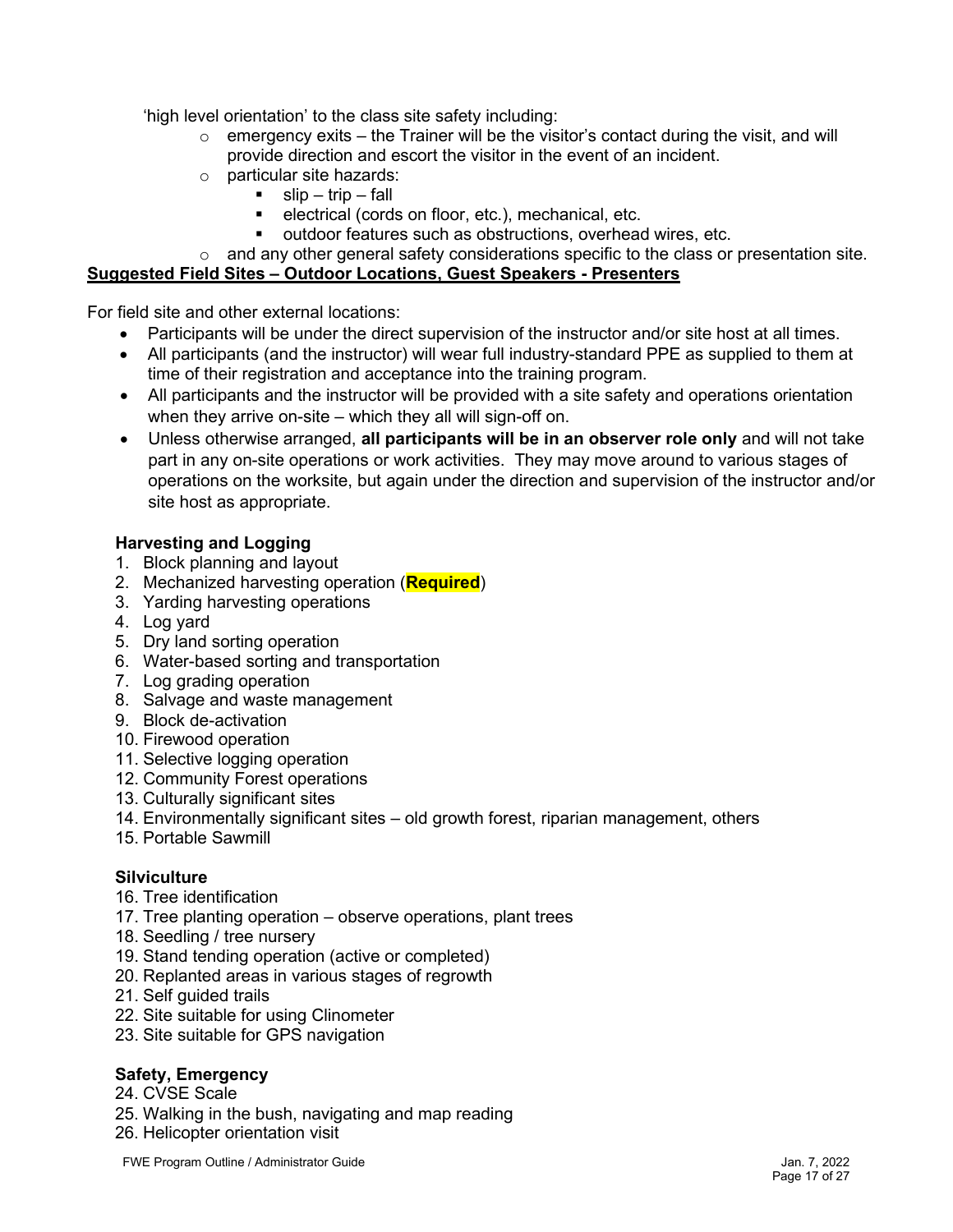'high level orientation' to the class site safety including:

- emergency exits – the Trainer will be the visitor's contact during the visit, and will provide direction and escort the visitor in the event of an incident.
- particular site hazards:
  - slip – trip – fall
  - electrical (cords on floor, etc.), mechanical, etc.
  - outdoor features such as obstructions, overhead wires, etc.
- and any other general safety considerations specific to the class or presentation site.

**Suggested Field Sites – Outdoor Locations, Guest Speakers - Presenters**

For field site and other external locations:

- Participants will be under the direct supervision of the instructor and/or site host at all times.
- All participants (and the instructor) will wear full industry-standard PPE as supplied to them at time of their registration and acceptance into the training program.
- All participants and the instructor will be provided with a site safety and operations orientation when they arrive on-site – which they all will sign-off on.
- Unless otherwise arranged, **all participants will be in an observer role only** and will not take part in any on-site operations or work activities. They may move around to various stages of operations on the worksite, but again under the direction and supervision of the instructor and/or site host as appropriate.

**Harvesting and Logging**

1. Block planning and layout
2. Mechanized harvesting operation (**Required**)
3. Yarding harvesting operations
4. Log yard
5. Dry land sorting operation
6. Water-based sorting and transportation
7. Log grading operation
8. Salvage and waste management
9. Block de-activation
10. Firewood operation
11. Selective logging operation
12. Community Forest operations
13. Culturally significant sites
14. Environmentally significant sites – old growth forest, riparian management, others
15. Portable Sawmill

**Silviculture**

16. Tree identification
17. Tree planting operation – observe operations, plant trees
18. Seedling / tree nursery
19. Stand tending operation (active or completed)
20. Replanted areas in various stages of regrowth
21. Self guided trails
22. Site suitable for using Clinometer
23. Site suitable for GPS navigation

**Safety, Emergency**

24. CVSE Scale
25. Walking in the bush, navigating and map reading
26. Helicopter orientation visit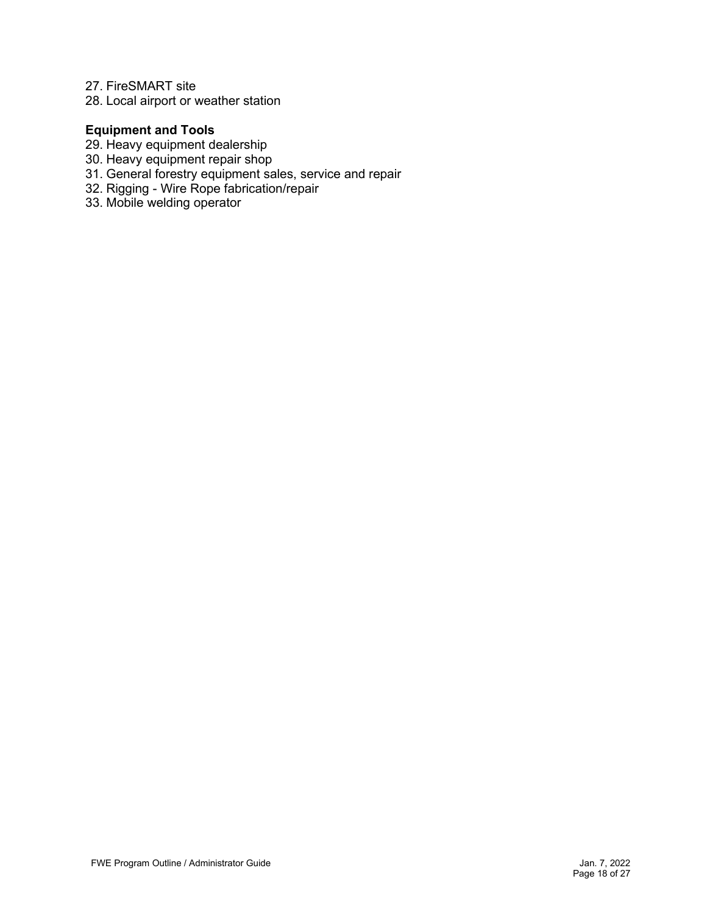27. FireSMART site
28. Local airport or weather station

**Equipment and Tools**

29. Heavy equipment dealership
30. Heavy equipment repair shop
31. General forestry equipment sales, service and repair
32. Rigging - Wire Rope fabrication/repair
33. Mobile welding operator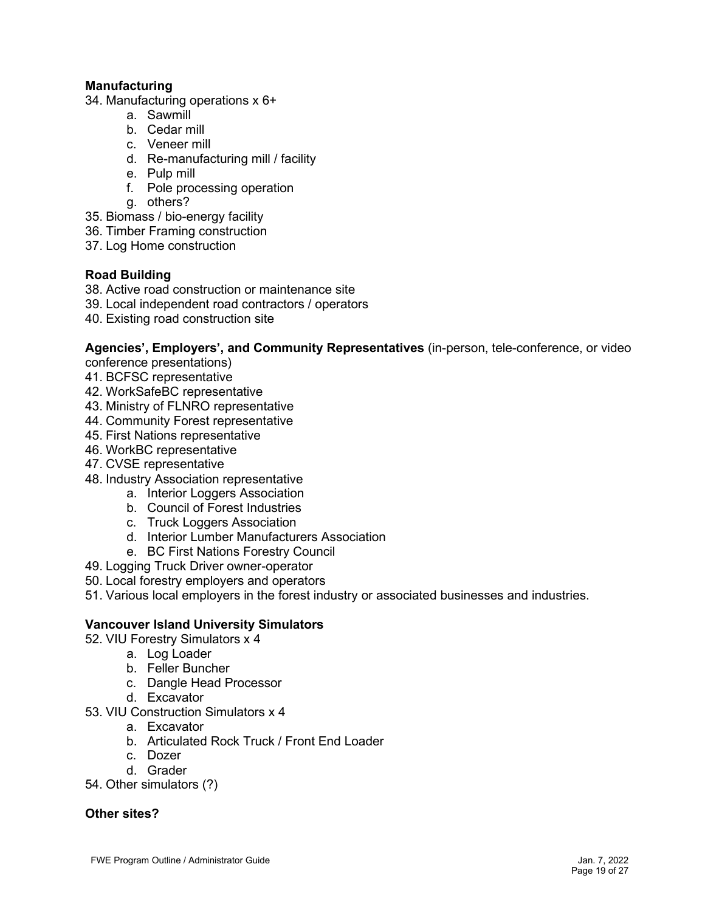**Manufacturing**

34. Manufacturing operations x 6+
    a. Sawmill
    b. Cedar mill
    c. Veneer mill
    d. Re-manufacturing mill / facility
    e. Pulp mill
    f. Pole processing operation
    g. others?
35. Biomass / bio-energy facility
36. Timber Framing construction
37. Log Home construction

**Road Building**

38. Active road construction or maintenance site
39. Local independent road contractors / operators
40. Existing road construction site

**Agencies', Employers', and Community Representatives** (in-person, tele-conference, or video conference presentations)

41. BCFSC representative
42. WorkSafeBC representative
43. Ministry of FLNRO representative
44. Community Forest representative
45. First Nations representative
46. WorkBC representative
47. CVSE representative
48. Industry Association representative
    a. Interior Loggers Association
    b. Council of Forest Industries
    c. Truck Loggers Association
    d. Interior Lumber Manufacturers Association
    e. BC First Nations Forestry Council
49. Logging Truck Driver owner-operator
50. Local forestry employers and operators
51. Various local employers in the forest industry or associated businesses and industries.

**Vancouver Island University Simulators**

52. VIU Forestry Simulators x 4
    a. Log Loader
    b. Feller Buncher
    c. Dangle Head Processor
    d. Excavator
53. VIU Construction Simulators x 4
    a. Excavator
    b. Articulated Rock Truck / Front End Loader
    c. Dozer
    d. Grader
54. Other simulators (?)

**Other sites?**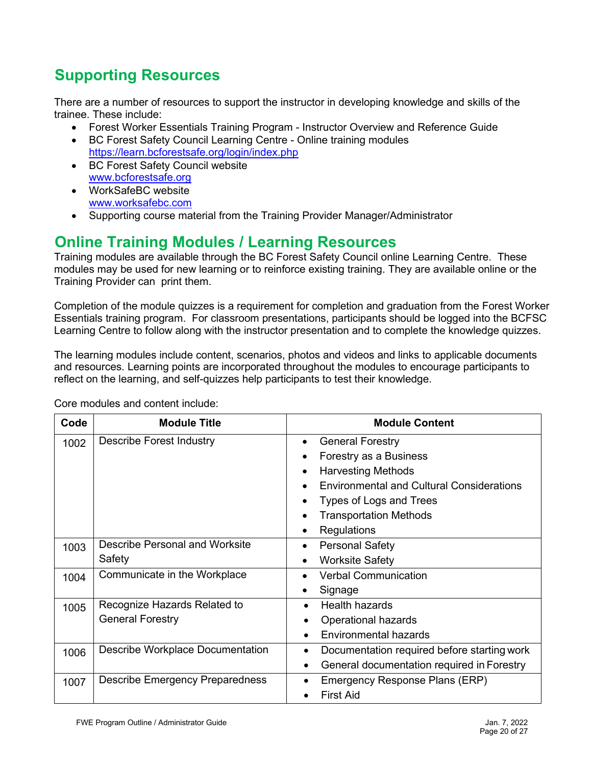## Supporting Resources

There are a number of resources to support the instructor in developing knowledge and skills of the trainee. These include:

- Forest Worker Essentials Training Program - Instructor Overview and Reference Guide
- BC Forest Safety Council Learning Centre - Online training modules
  https://learn.bcforestsafe.org/login/index.php
- BC Forest Safety Council website
  www.bcforestsafe.org
- WorkSafeBC website
  www.worksafebc.com
- Supporting course material from the Training Provider Manager/Administrator

## Online Training Modules / Learning Resources

Training modules are available through the BC Forest Safety Council online Learning Centre. These modules may be used for new learning or to reinforce existing training. They are available online or the Training Provider can print them.

Completion of the module quizzes is a requirement for completion and graduation from the Forest Worker Essentials training program. For classroom presentations, participants should be logged into the BCFSC Learning Centre to follow along with the instructor presentation and to complete the knowledge quizzes.

The learning modules include content, scenarios, photos and videos and links to applicable documents and resources. Learning points are incorporated throughout the modules to encourage participants to reflect on the learning, and self-quizzes help participants to test their knowledge.

Core modules and content include:

| Code | Module Title | Module Content |
|---|---|---|
| 1002 | Describe Forest Industry | • General Forestry<br>• Forestry as a Business<br>• Harvesting Methods<br>• Environmental and Cultural Considerations<br>• Types of Logs and Trees<br>• Transportation Methods<br>• Regulations |
| 1003 | Describe Personal and Worksite Safety | • Personal Safety<br>• Worksite Safety |
| 1004 | Communicate in the Workplace | • Verbal Communication<br>• Signage |
| 1005 | Recognize Hazards Related to General Forestry | • Health hazards<br>• Operational hazards<br>• Environmental hazards |
| 1006 | Describe Workplace Documentation | • Documentation required before starting work<br>• General documentation required in Forestry |
| 1007 | Describe Emergency Preparedness | • Emergency Response Plans (ERP)<br>• First Aid |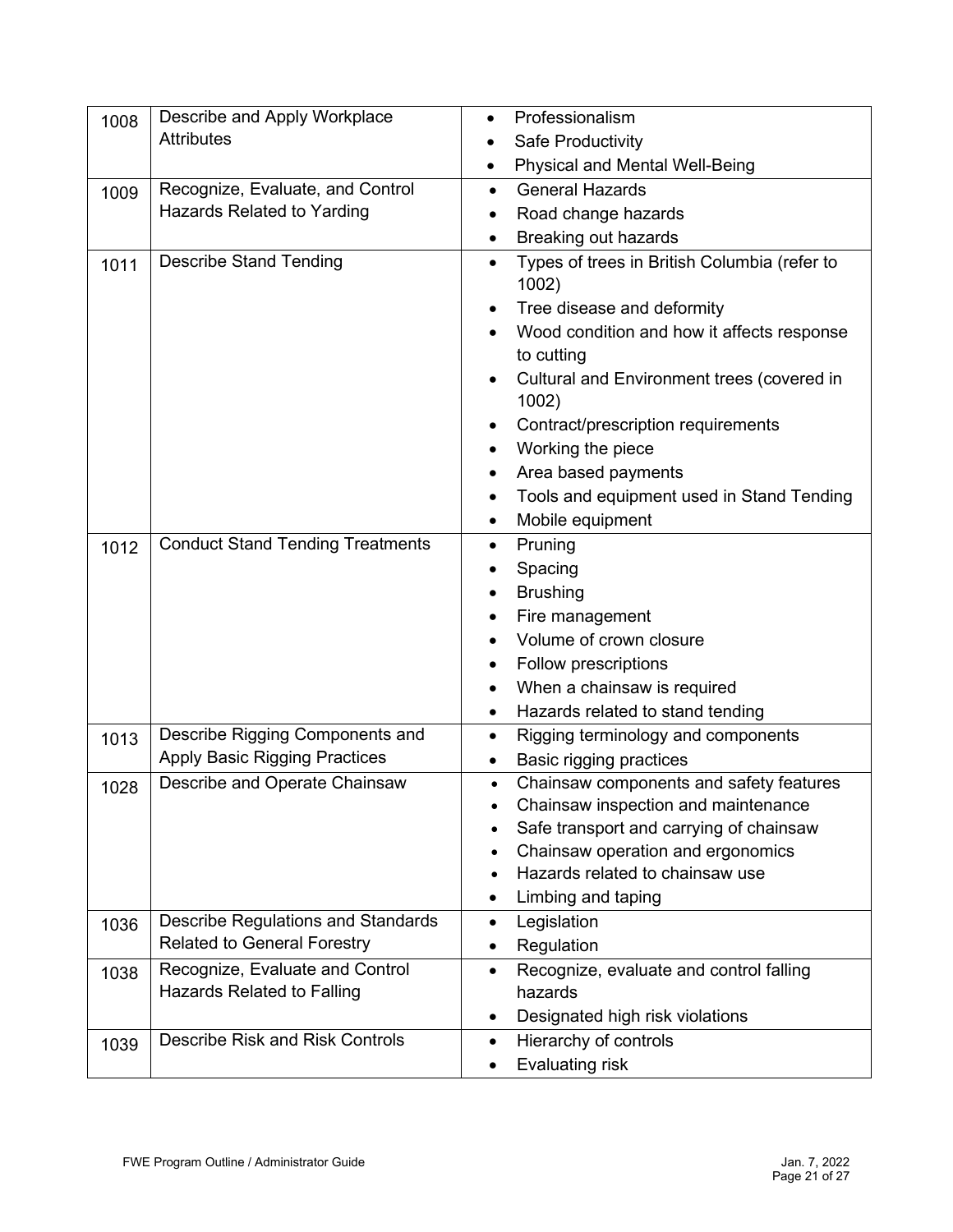| | | |
|---|---|---|
| 1008 | Describe and Apply Workplace Attributes | • Professionalism<br>• Safe Productivity<br>• Physical and Mental Well-Being |
| 1009 | Recognize, Evaluate, and Control Hazards Related to Yarding | • General Hazards<br>• Road change hazards<br>• Breaking out hazards |
| 1011 | Describe Stand Tending | • Types of trees in British Columbia (refer to 1002)<br>• Tree disease and deformity<br>• Wood condition and how it affects response to cutting<br>• Cultural and Environment trees (covered in 1002)<br>• Contract/prescription requirements<br>• Working the piece<br>• Area based payments<br>• Tools and equipment used in Stand Tending<br>• Mobile equipment |
| 1012 | Conduct Stand Tending Treatments | • Pruning<br>• Spacing<br>• Brushing<br>• Fire management<br>• Volume of crown closure<br>• Follow prescriptions<br>• When a chainsaw is required<br>• Hazards related to stand tending |
| 1013 | Describe Rigging Components and Apply Basic Rigging Practices | • Rigging terminology and components<br>• Basic rigging practices |
| 1028 | Describe and Operate Chainsaw | • Chainsaw components and safety features<br>• Chainsaw inspection and maintenance<br>• Safe transport and carrying of chainsaw<br>• Chainsaw operation and ergonomics<br>• Hazards related to chainsaw use<br>• Limbing and taping |
| 1036 | Describe Regulations and Standards Related to General Forestry | • Legislation<br>• Regulation |
| 1038 | Recognize, Evaluate and Control Hazards Related to Falling | • Recognize, evaluate and control falling hazards<br>• Designated high risk violations |
| 1039 | Describe Risk and Risk Controls | • Hierarchy of controls<br>• Evaluating risk |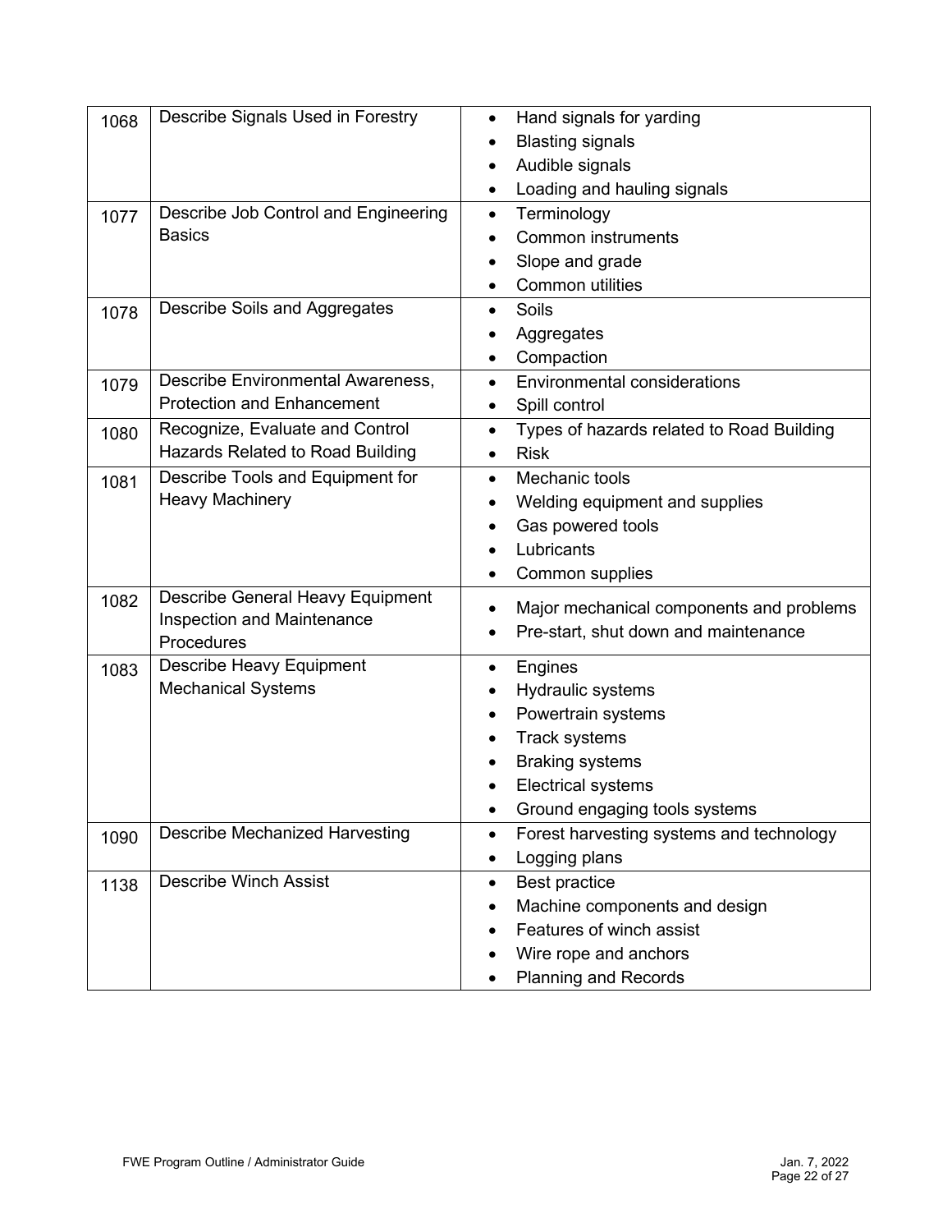| | | |
|---|---|---|
| 1068 | Describe Signals Used in Forestry | • Hand signals for yarding<br>• Blasting signals<br>• Audible signals<br>• Loading and hauling signals |
| 1077 | Describe Job Control and Engineering Basics | • Terminology<br>• Common instruments<br>• Slope and grade<br>• Common utilities |
| 1078 | Describe Soils and Aggregates | • Soils<br>• Aggregates<br>• Compaction |
| 1079 | Describe Environmental Awareness, Protection and Enhancement | • Environmental considerations<br>• Spill control |
| 1080 | Recognize, Evaluate and Control Hazards Related to Road Building | • Types of hazards related to Road Building<br>• Risk |
| 1081 | Describe Tools and Equipment for Heavy Machinery | • Mechanic tools<br>• Welding equipment and supplies<br>• Gas powered tools<br>• Lubricants<br>• Common supplies |
| 1082 | Describe General Heavy Equipment Inspection and Maintenance Procedures | • Major mechanical components and problems<br>• Pre-start, shut down and maintenance |
| 1083 | Describe Heavy Equipment Mechanical Systems | • Engines<br>• Hydraulic systems<br>• Powertrain systems<br>• Track systems<br>• Braking systems<br>• Electrical systems<br>• Ground engaging tools systems |
| 1090 | Describe Mechanized Harvesting | • Forest harvesting systems and technology<br>• Logging plans |
| 1138 | Describe Winch Assist | • Best practice<br>• Machine components and design<br>• Features of winch assist<br>• Wire rope and anchors<br>• Planning and Records |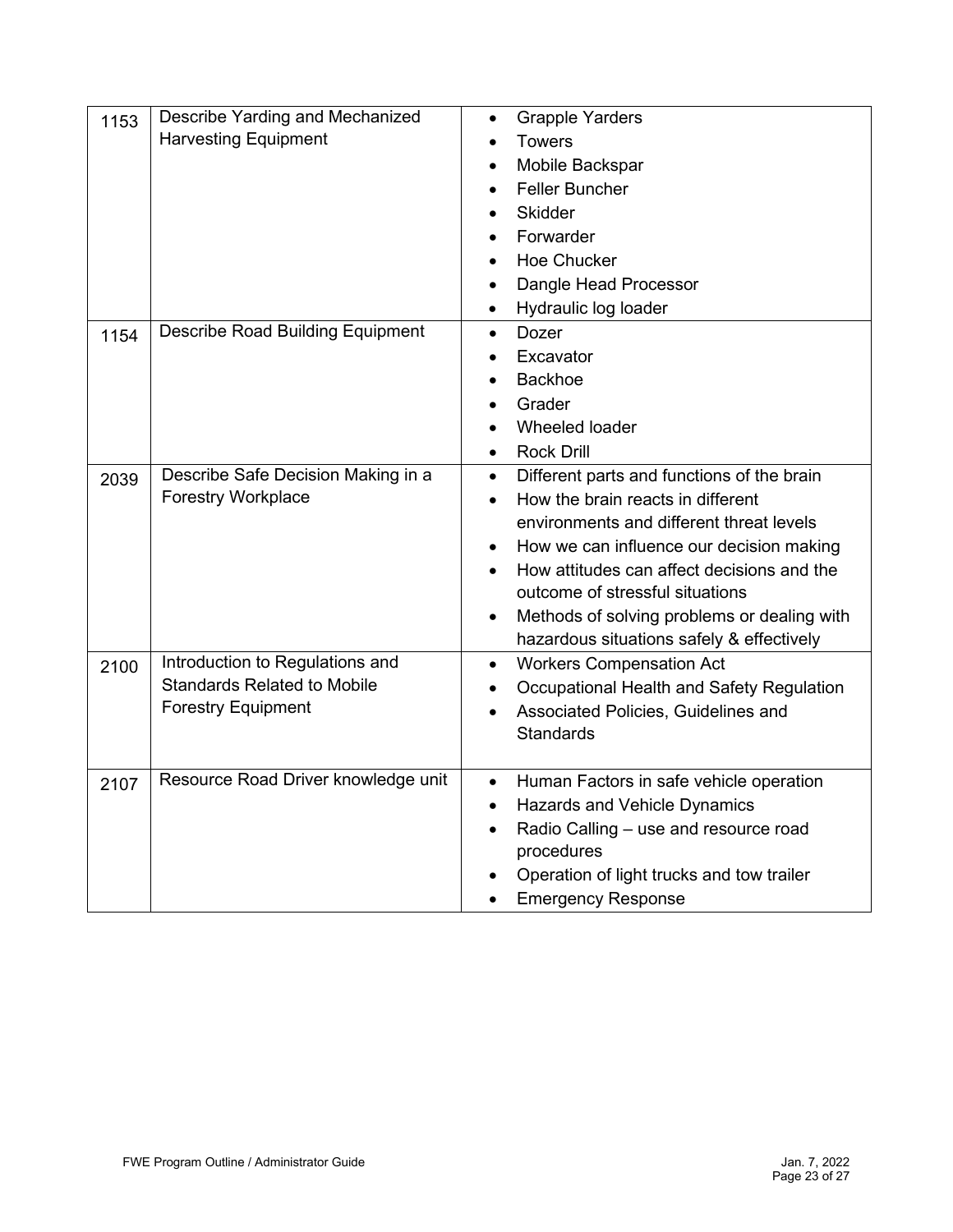| | | |
|---|---|---|
| 1153 | Describe Yarding and Mechanized Harvesting Equipment | • Grapple Yarders<br>• Towers<br>• Mobile Backspar<br>• Feller Buncher<br>• Skidder<br>• Forwarder<br>• Hoe Chucker<br>• Dangle Head Processor<br>• Hydraulic log loader |
| 1154 | Describe Road Building Equipment | • Dozer<br>• Excavator<br>• Backhoe<br>• Grader<br>• Wheeled loader<br>• Rock Drill |
| 2039 | Describe Safe Decision Making in a Forestry Workplace | • Different parts and functions of the brain<br>• How the brain reacts in different environments and different threat levels<br>• How we can influence our decision making<br>• How attitudes can affect decisions and the outcome of stressful situations<br>• Methods of solving problems or dealing with hazardous situations safely & effectively |
| 2100 | Introduction to Regulations and Standards Related to Mobile Forestry Equipment | • Workers Compensation Act<br>• Occupational Health and Safety Regulation<br>• Associated Policies, Guidelines and Standards |
| 2107 | Resource Road Driver knowledge unit | • Human Factors in safe vehicle operation<br>• Hazards and Vehicle Dynamics<br>• Radio Calling – use and resource road procedures<br>• Operation of light trucks and tow trailer<br>• Emergency Response |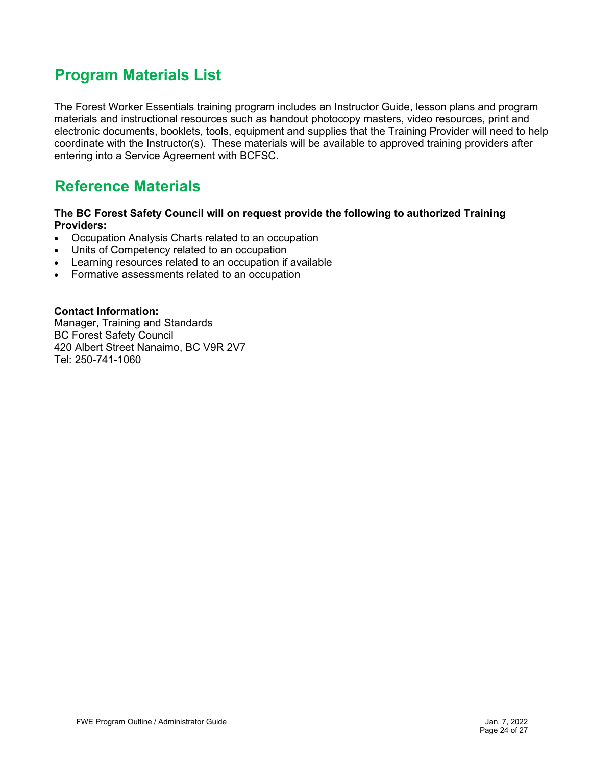## Program Materials List

The Forest Worker Essentials training program includes an Instructor Guide, lesson plans and program materials and instructional resources such as handout photocopy masters, video resources, print and electronic documents, booklets, tools, equipment and supplies that the Training Provider will need to help coordinate with the Instructor(s). These materials will be available to approved training providers after entering into a Service Agreement with BCFSC.

## Reference Materials

**The BC Forest Safety Council will on request provide the following to authorized Training Providers:**

- Occupation Analysis Charts related to an occupation
- Units of Competency related to an occupation
- Learning resources related to an occupation if available
- Formative assessments related to an occupation

**Contact Information:**
Manager, Training and Standards
BC Forest Safety Council
420 Albert Street Nanaimo, BC V9R 2V7
Tel: 250-741-1060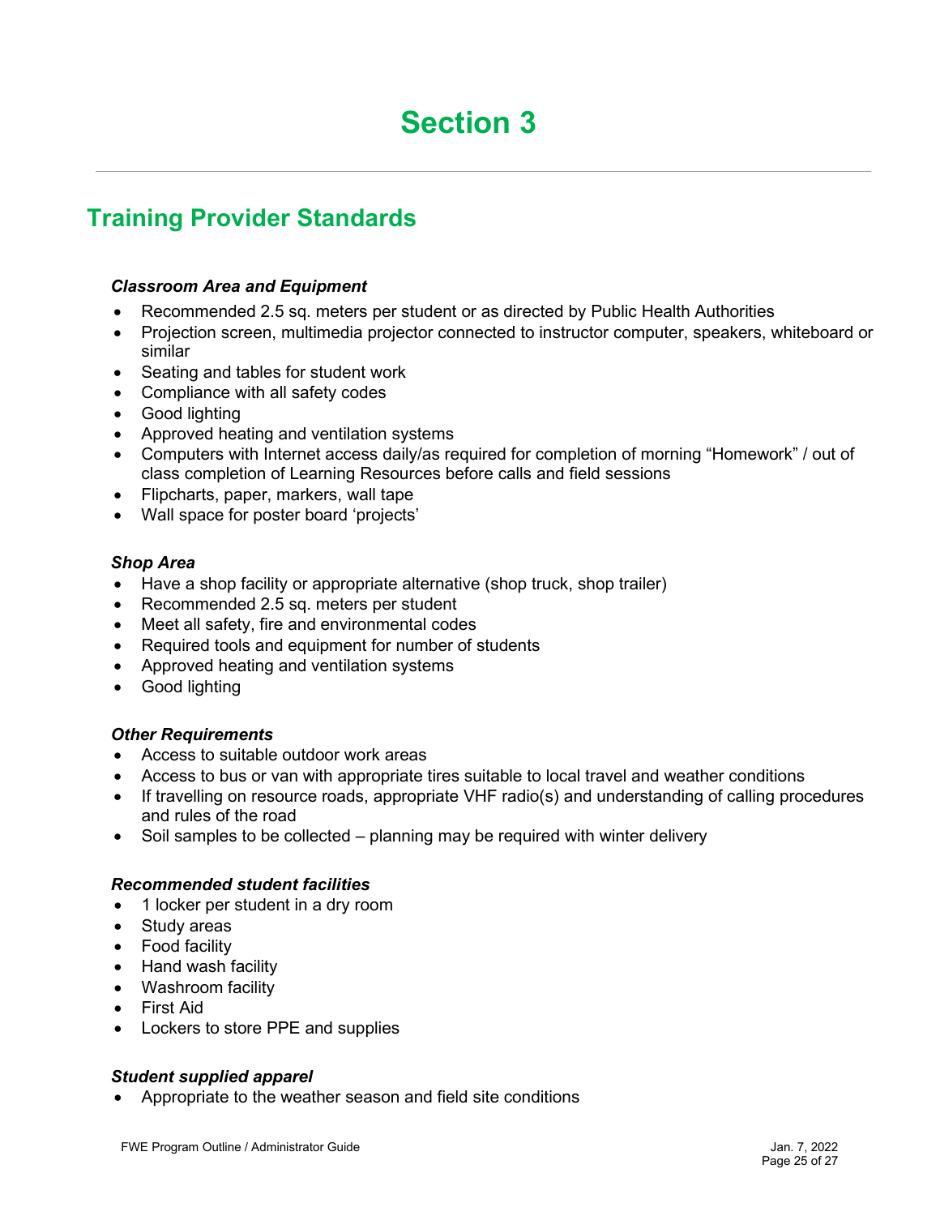# Section 3

## Training Provider Standards

***Classroom Area and Equipment***

- Recommended 2.5 sq. meters per student or as directed by Public Health Authorities
- Projection screen, multimedia projector connected to instructor computer, speakers, whiteboard or similar
- Seating and tables for student work
- Compliance with all safety codes
- Good lighting
- Approved heating and ventilation systems
- Computers with Internet access daily/as required for completion of morning "Homework" / out of class completion of Learning Resources before calls and field sessions
- Flipcharts, paper, markers, wall tape
- Wall space for poster board 'projects'

***Shop Area***

- Have a shop facility or appropriate alternative (shop truck, shop trailer)
- Recommended 2.5 sq. meters per student
- Meet all safety, fire and environmental codes
- Required tools and equipment for number of students
- Approved heating and ventilation systems
- Good lighting

***Other Requirements***

- Access to suitable outdoor work areas
- Access to bus or van with appropriate tires suitable to local travel and weather conditions
- If travelling on resource roads, appropriate VHF radio(s) and understanding of calling procedures and rules of the road
- Soil samples to be collected – planning may be required with winter delivery

***Recommended student facilities***

- 1 locker per student in a dry room
- Study areas
- Food facility
- Hand wash facility
- Washroom facility
- First Aid
- Lockers to store PPE and supplies

***Student supplied apparel***

- Appropriate to the weather season and field site conditions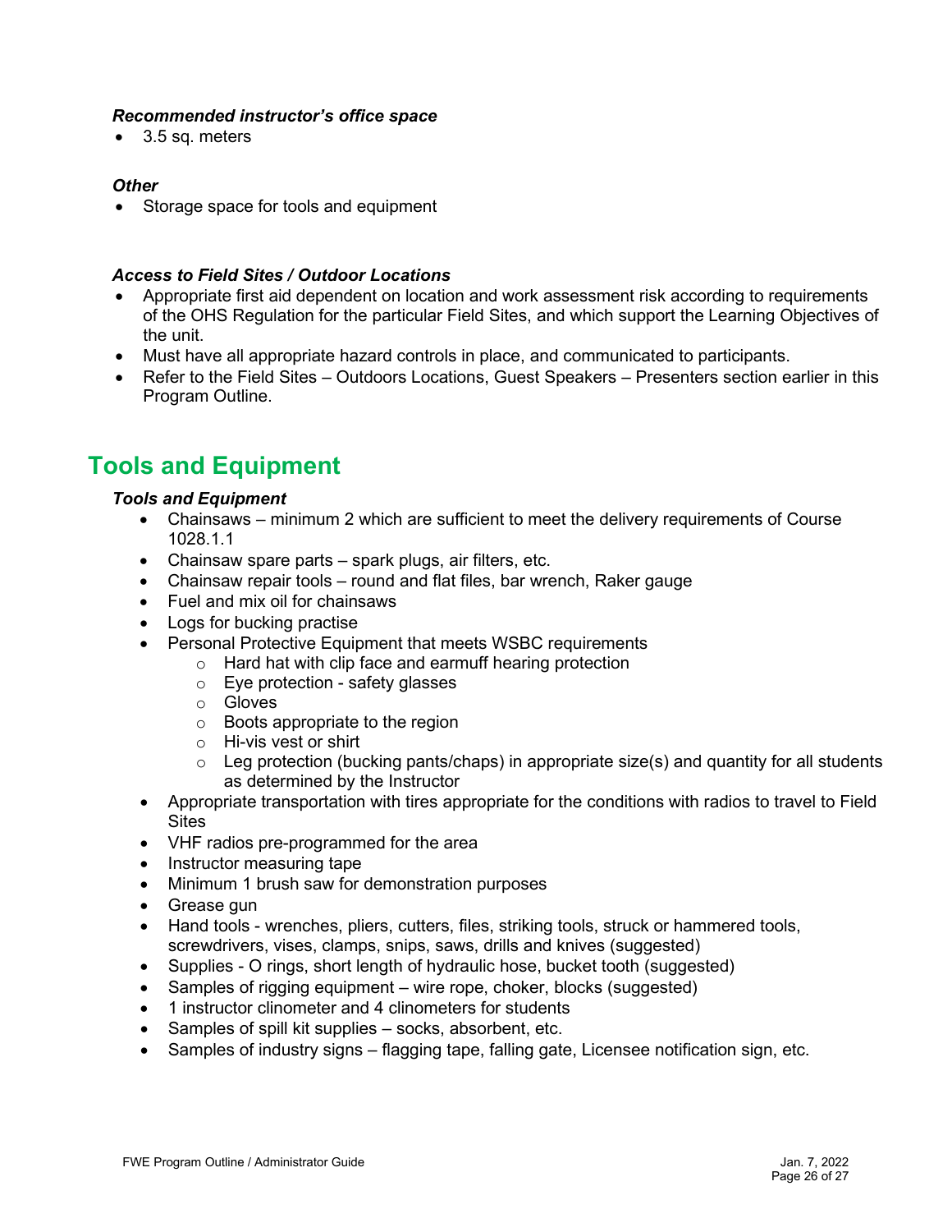***Recommended instructor's office space***

- 3.5 sq. meters

***Other***

- Storage space for tools and equipment

***Access to Field Sites / Outdoor Locations***

- Appropriate first aid dependent on location and work assessment risk according to requirements of the OHS Regulation for the particular Field Sites, and which support the Learning Objectives of the unit.
- Must have all appropriate hazard controls in place, and communicated to participants.
- Refer to the Field Sites – Outdoors Locations, Guest Speakers – Presenters section earlier in this Program Outline.

## Tools and Equipment

***Tools and Equipment***

- Chainsaws – minimum 2 which are sufficient to meet the delivery requirements of Course 1028.1.1
- Chainsaw spare parts – spark plugs, air filters, etc.
- Chainsaw repair tools – round and flat files, bar wrench, Raker gauge
- Fuel and mix oil for chainsaws
- Logs for bucking practise
- Personal Protective Equipment that meets WSBC requirements
    - Hard hat with clip face and earmuff hearing protection
    - Eye protection - safety glasses
    - Gloves
    - Boots appropriate to the region
    - Hi-vis vest or shirt
    - Leg protection (bucking pants/chaps) in appropriate size(s) and quantity for all students as determined by the Instructor
- Appropriate transportation with tires appropriate for the conditions with radios to travel to Field Sites
- VHF radios pre-programmed for the area
- Instructor measuring tape
- Minimum 1 brush saw for demonstration purposes
- Grease gun
- Hand tools - wrenches, pliers, cutters, files, striking tools, struck or hammered tools, screwdrivers, vises, clamps, snips, saws, drills and knives (suggested)
- Supplies - O rings, short length of hydraulic hose, bucket tooth (suggested)
- Samples of rigging equipment – wire rope, choker, blocks (suggested)
- 1 instructor clinometer and 4 clinometers for students
- Samples of spill kit supplies – socks, absorbent, etc.
- Samples of industry signs – flagging tape, falling gate, Licensee notification sign, etc.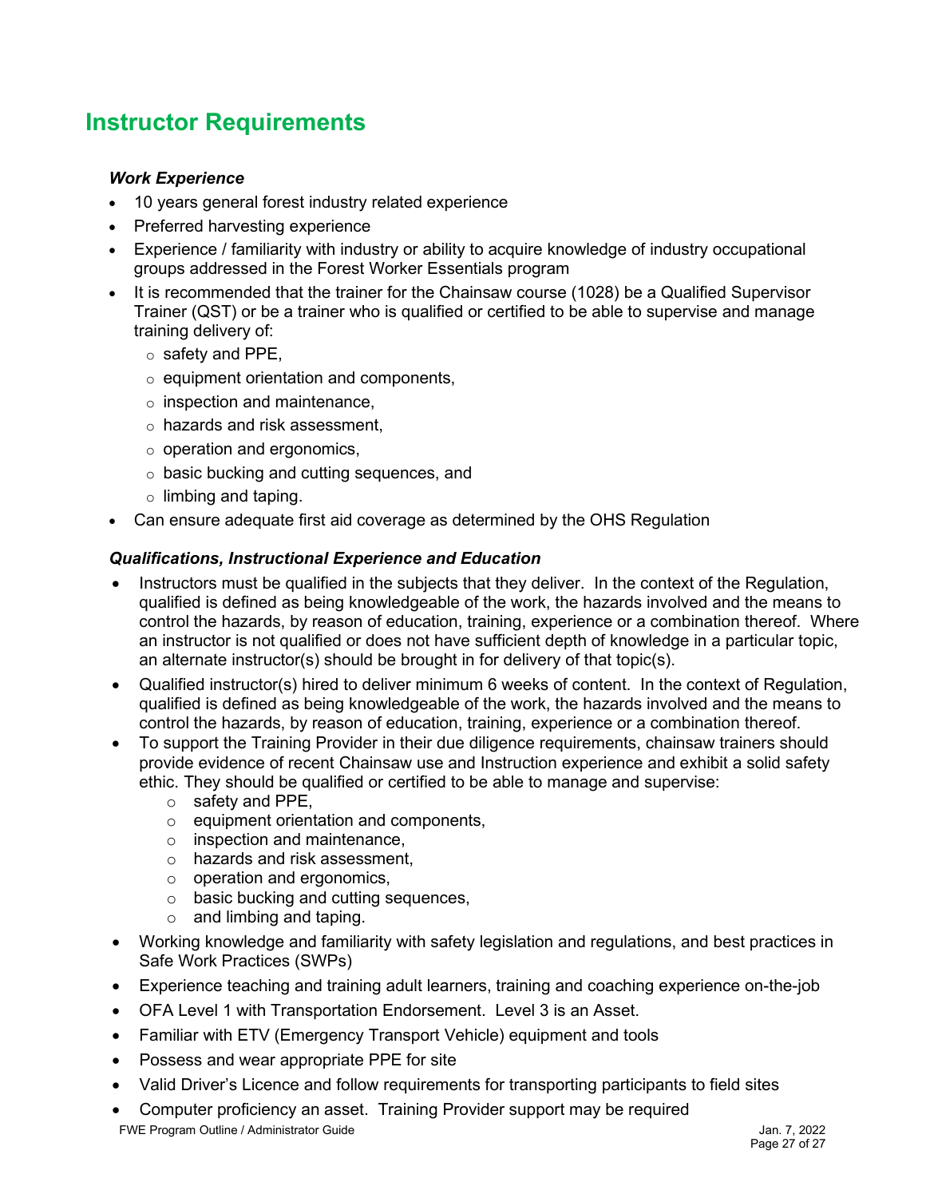## Instructor Requirements

### *Work Experience*

- 10 years general forest industry related experience
- Preferred harvesting experience
- Experience / familiarity with industry or ability to acquire knowledge of industry occupational groups addressed in the Forest Worker Essentials program
- It is recommended that the trainer for the Chainsaw course (1028) be a Qualified Supervisor Trainer (QST) or be a trainer who is qualified or certified to be able to supervise and manage training delivery of:
  - safety and PPE,
  - equipment orientation and components,
  - inspection and maintenance,
  - hazards and risk assessment,
  - operation and ergonomics,
  - basic bucking and cutting sequences, and
  - limbing and taping.
- Can ensure adequate first aid coverage as determined by the OHS Regulation

### *Qualifications, Instructional Experience and Education*

- Instructors must be qualified in the subjects that they deliver. In the context of the Regulation, qualified is defined as being knowledgeable of the work, the hazards involved and the means to control the hazards, by reason of education, training, experience or a combination thereof. Where an instructor is not qualified or does not have sufficient depth of knowledge in a particular topic, an alternate instructor(s) should be brought in for delivery of that topic(s).
- Qualified instructor(s) hired to deliver minimum 6 weeks of content. In the context of Regulation, qualified is defined as being knowledgeable of the work, the hazards involved and the means to control the hazards, by reason of education, training, experience or a combination thereof.
- To support the Training Provider in their due diligence requirements, chainsaw trainers should provide evidence of recent Chainsaw use and Instruction experience and exhibit a solid safety ethic. They should be qualified or certified to be able to manage and supervise:
  - safety and PPE,
  - equipment orientation and components,
  - inspection and maintenance,
  - hazards and risk assessment,
  - operation and ergonomics,
  - basic bucking and cutting sequences,
  - and limbing and taping.
- Working knowledge and familiarity with safety legislation and regulations, and best practices in Safe Work Practices (SWPs)
- Experience teaching and training adult learners, training and coaching experience on-the-job
- OFA Level 1 with Transportation Endorsement. Level 3 is an Asset.
- Familiar with ETV (Emergency Transport Vehicle) equipment and tools
- Possess and wear appropriate PPE for site
- Valid Driver's Licence and follow requirements for transporting participants to field sites
- Computer proficiency an asset. Training Provider support may be required